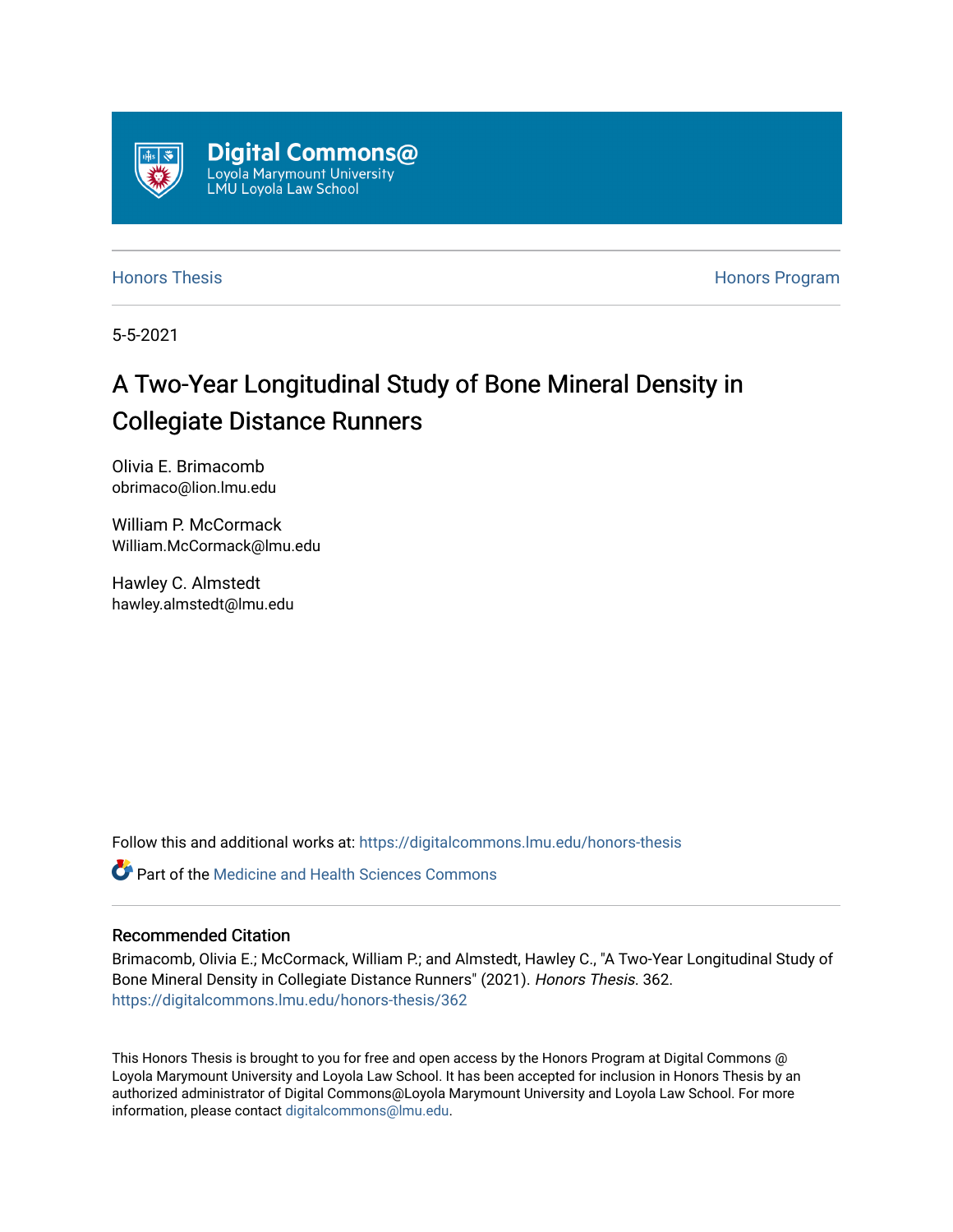Digital Commons@
Loyola Marymount University
LMU Loyola Law School

Honors Thesis

Honors Program

5-5-2021

# A Two-Year Longitudinal Study of Bone Mineral Density in Collegiate Distance Runners

Olivia E. Brimacomb
obrimaco@lion.lmu.edu

William P. McCormack
William.McCormack@lmu.edu

Hawley C. Almstedt
hawley.almstedt@lmu.edu

Follow this and additional works at: https://digitalcommons.lmu.edu/honors-thesis

Part of the Medicine and Health Sciences Commons

## Recommended Citation

Brimacomb, Olivia E.; McCormack, William P.; and Almstedt, Hawley C., "A Two-Year Longitudinal Study of Bone Mineral Density in Collegiate Distance Runners" (2021). *Honors Thesis*. 362.
https://digitalcommons.lmu.edu/honors-thesis/362

This Honors Thesis is brought to you for free and open access by the Honors Program at Digital Commons @ Loyola Marymount University and Loyola Law School. It has been accepted for inclusion in Honors Thesis by an authorized administrator of Digital Commons@Loyola Marymount University and Loyola Law School. For more information, please contact digitalcommons@lmu.edu.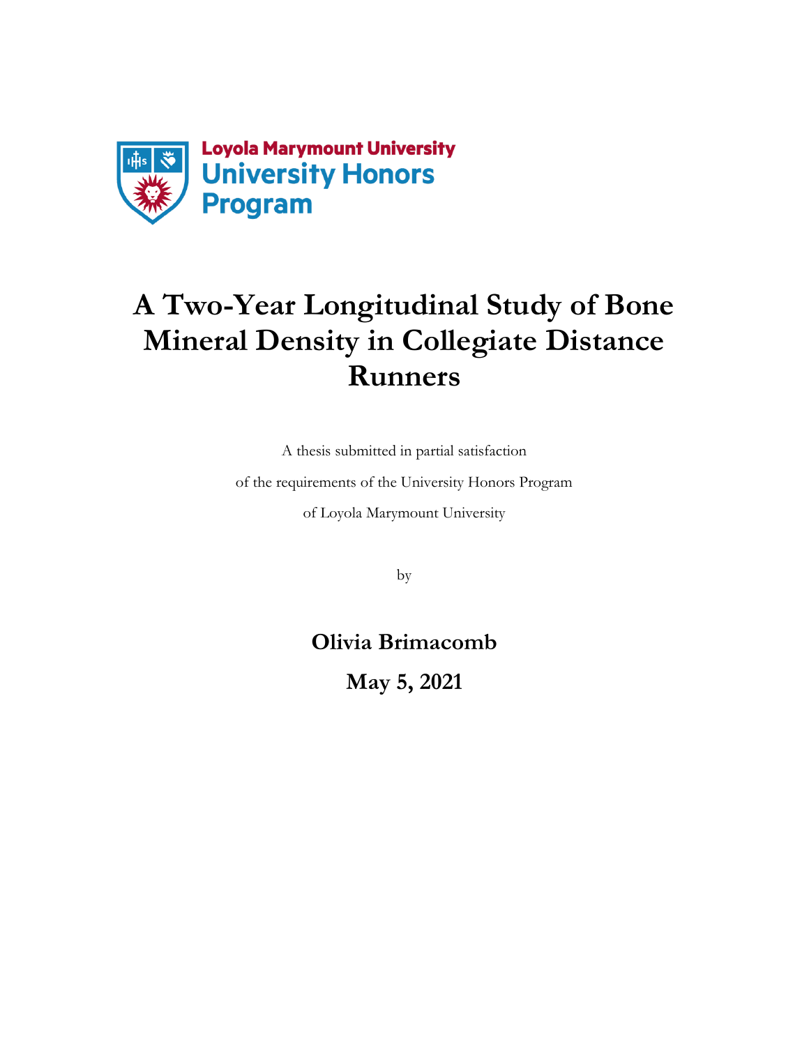Loyola Marymount University
University Honors Program

# A Two-Year Longitudinal Study of Bone Mineral Density in Collegiate Distance Runners

A thesis submitted in partial satisfaction

of the requirements of the University Honors Program

of Loyola Marymount University

by

**Olivia Brimacomb**

**May 5, 2021**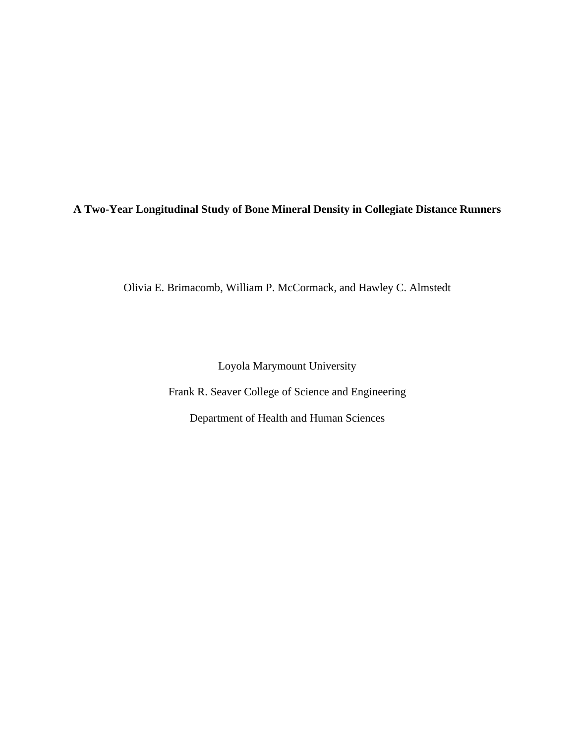**A Two-Year Longitudinal Study of Bone Mineral Density in Collegiate Distance Runners**

Olivia E. Brimacomb, William P. McCormack, and Hawley C. Almstedt

Loyola Marymount University

Frank R. Seaver College of Science and Engineering

Department of Health and Human Sciences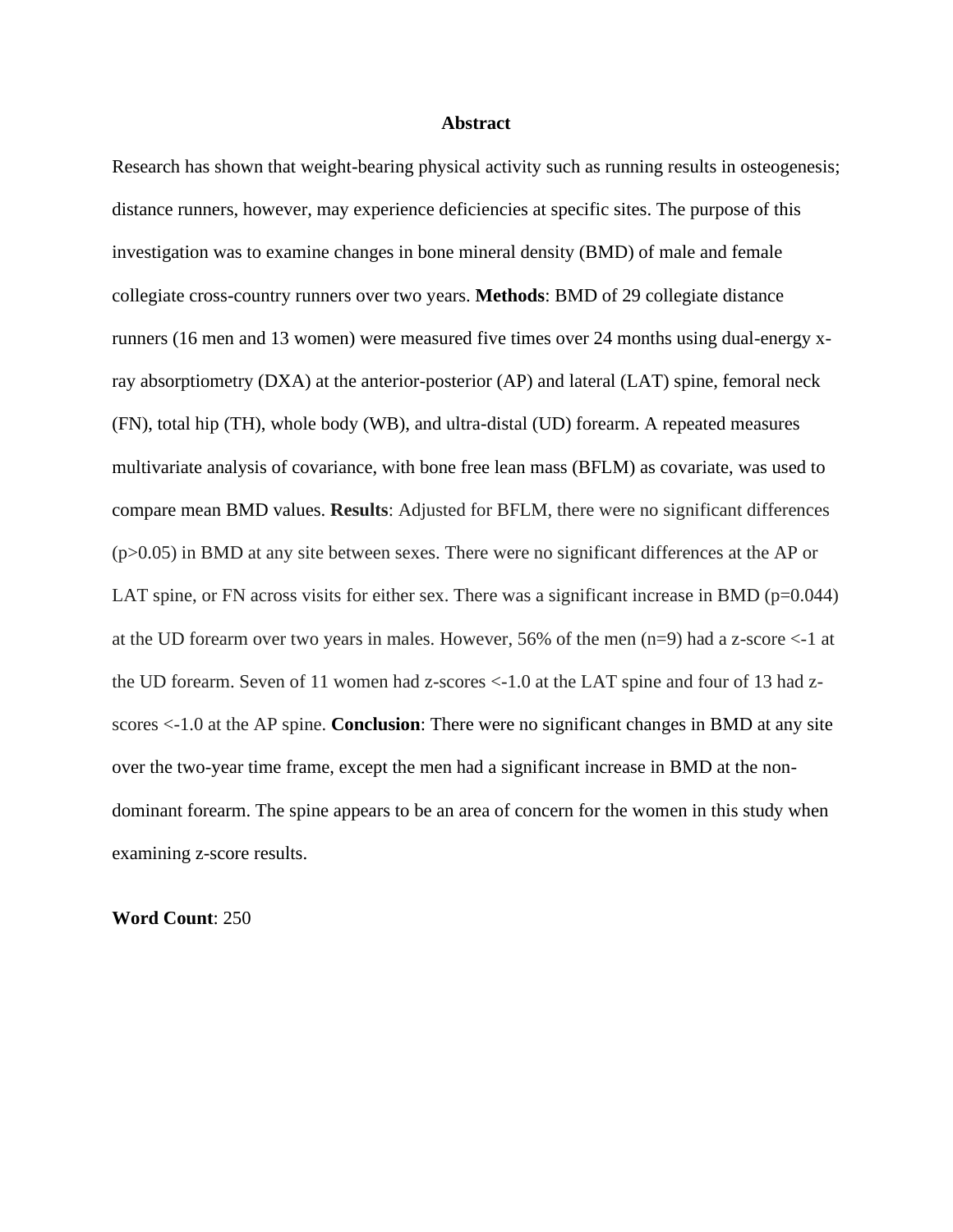## Abstract

Research has shown that weight-bearing physical activity such as running results in osteogenesis; distance runners, however, may experience deficiencies at specific sites. The purpose of this investigation was to examine changes in bone mineral density (BMD) of male and female collegiate cross-country runners over two years. **Methods**: BMD of 29 collegiate distance runners (16 men and 13 women) were measured five times over 24 months using dual-energy x-ray absorptiometry (DXA) at the anterior-posterior (AP) and lateral (LAT) spine, femoral neck (FN), total hip (TH), whole body (WB), and ultra-distal (UD) forearm. A repeated measures multivariate analysis of covariance, with bone free lean mass (BFLM) as covariate, was used to compare mean BMD values. **Results**: Adjusted for BFLM, there were no significant differences ($p>0.05$) in BMD at any site between sexes. There were no significant differences at the AP or LAT spine, or FN across visits for either sex. There was a significant increase in BMD ($p=0.044$) at the UD forearm over two years in males. However, 56% of the men (n=9) had a z-score <-1 at the UD forearm. Seven of 11 women had z-scores <-1.0 at the LAT spine and four of 13 had z-scores <-1.0 at the AP spine. **Conclusion**: There were no significant changes in BMD at any site over the two-year time frame, except the men had a significant increase in BMD at the non-dominant forearm. The spine appears to be an area of concern for the women in this study when examining z-score results.

**Word Count**: 250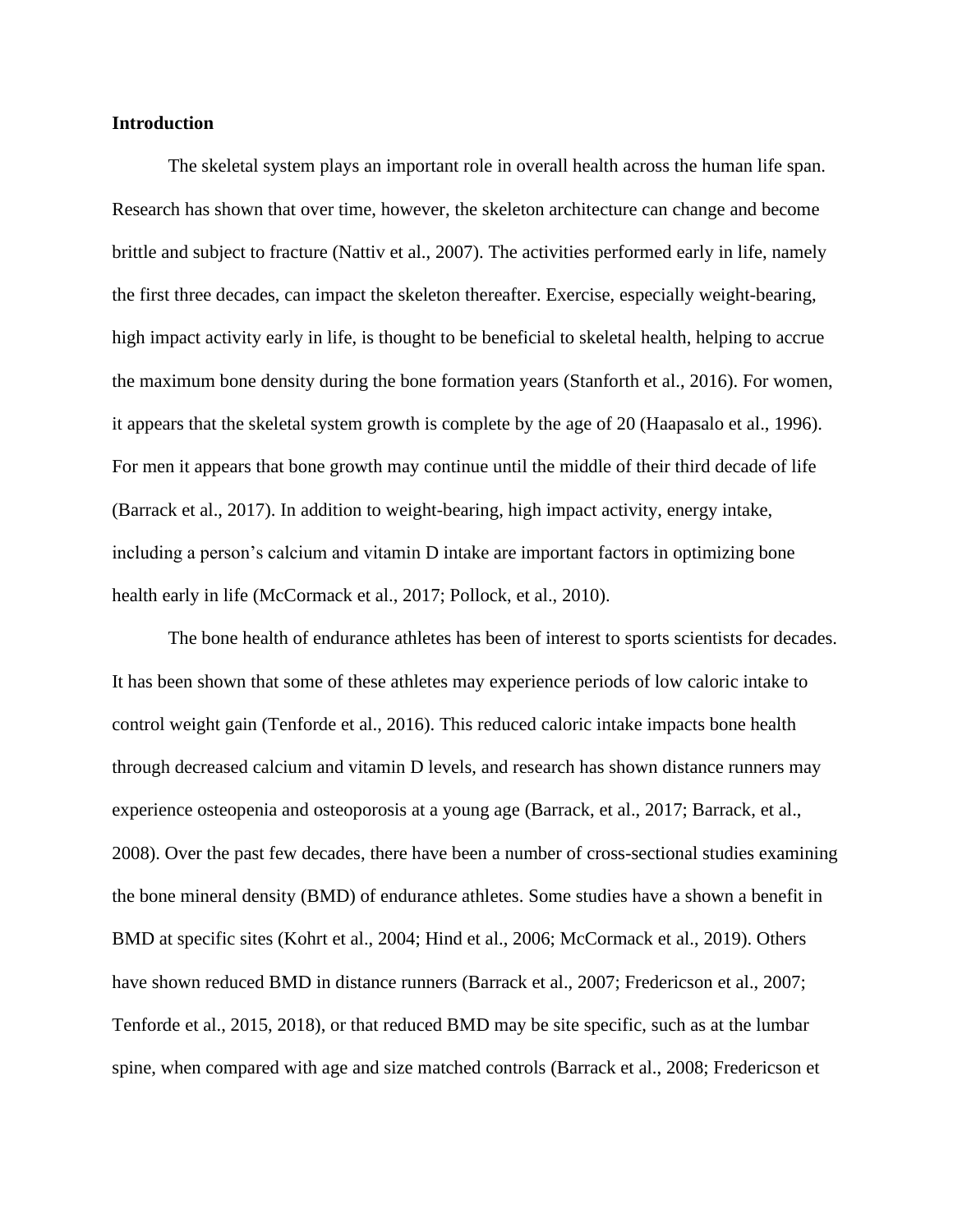**Introduction**

The skeletal system plays an important role in overall health across the human life span. Research has shown that over time, however, the skeleton architecture can change and become brittle and subject to fracture (Nattiv et al., 2007). The activities performed early in life, namely the first three decades, can impact the skeleton thereafter. Exercise, especially weight-bearing, high impact activity early in life, is thought to be beneficial to skeletal health, helping to accrue the maximum bone density during the bone formation years (Stanforth et al., 2016). For women, it appears that the skeletal system growth is complete by the age of 20 (Haapasalo et al., 1996). For men it appears that bone growth may continue until the middle of their third decade of life (Barrack et al., 2017). In addition to weight-bearing, high impact activity, energy intake, including a person's calcium and vitamin D intake are important factors in optimizing bone health early in life (McCormack et al., 2017; Pollock, et al., 2010).

The bone health of endurance athletes has been of interest to sports scientists for decades. It has been shown that some of these athletes may experience periods of low caloric intake to control weight gain (Tenforde et al., 2016). This reduced caloric intake impacts bone health through decreased calcium and vitamin D levels, and research has shown distance runners may experience osteopenia and osteoporosis at a young age (Barrack, et al., 2017; Barrack, et al., 2008). Over the past few decades, there have been a number of cross-sectional studies examining the bone mineral density (BMD) of endurance athletes. Some studies have a shown a benefit in BMD at specific sites (Kohrt et al., 2004; Hind et al., 2006; McCormack et al., 2019). Others have shown reduced BMD in distance runners (Barrack et al., 2007; Fredericson et al., 2007; Tenforde et al., 2015, 2018), or that reduced BMD may be site specific, such as at the lumbar spine, when compared with age and size matched controls (Barrack et al., 2008; Fredericson et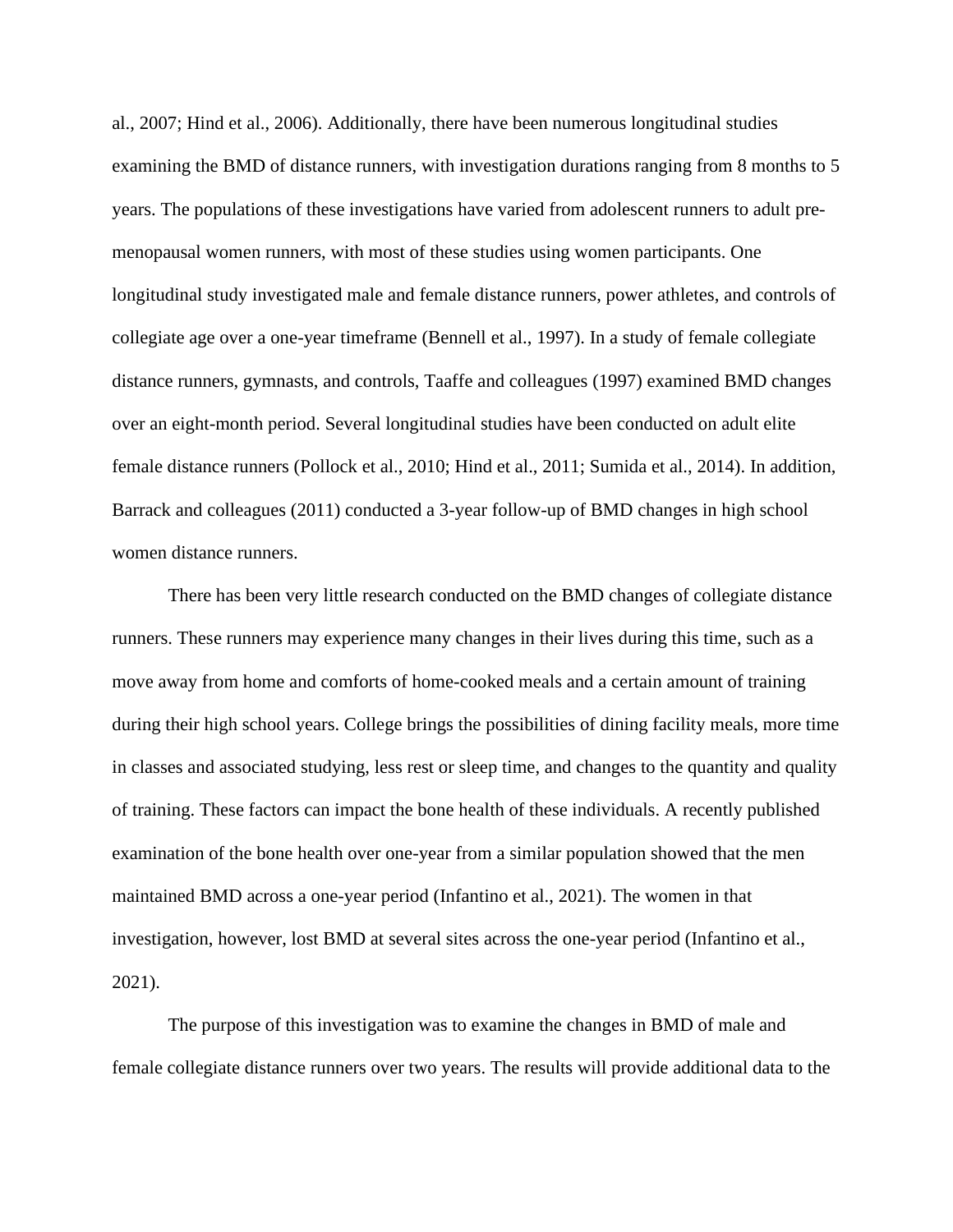al., 2007; Hind et al., 2006). Additionally, there have been numerous longitudinal studies examining the BMD of distance runners, with investigation durations ranging from 8 months to 5 years. The populations of these investigations have varied from adolescent runners to adult pre-menopausal women runners, with most of these studies using women participants. One longitudinal study investigated male and female distance runners, power athletes, and controls of collegiate age over a one-year timeframe (Bennell et al., 1997). In a study of female collegiate distance runners, gymnasts, and controls, Taaffe and colleagues (1997) examined BMD changes over an eight-month period. Several longitudinal studies have been conducted on adult elite female distance runners (Pollock et al., 2010; Hind et al., 2011; Sumida et al., 2014). In addition, Barrack and colleagues (2011) conducted a 3-year follow-up of BMD changes in high school women distance runners.

There has been very little research conducted on the BMD changes of collegiate distance runners. These runners may experience many changes in their lives during this time, such as a move away from home and comforts of home-cooked meals and a certain amount of training during their high school years. College brings the possibilities of dining facility meals, more time in classes and associated studying, less rest or sleep time, and changes to the quantity and quality of training. These factors can impact the bone health of these individuals. A recently published examination of the bone health over one-year from a similar population showed that the men maintained BMD across a one-year period (Infantino et al., 2021). The women in that investigation, however, lost BMD at several sites across the one-year period (Infantino et al., 2021).

The purpose of this investigation was to examine the changes in BMD of male and female collegiate distance runners over two years. The results will provide additional data to the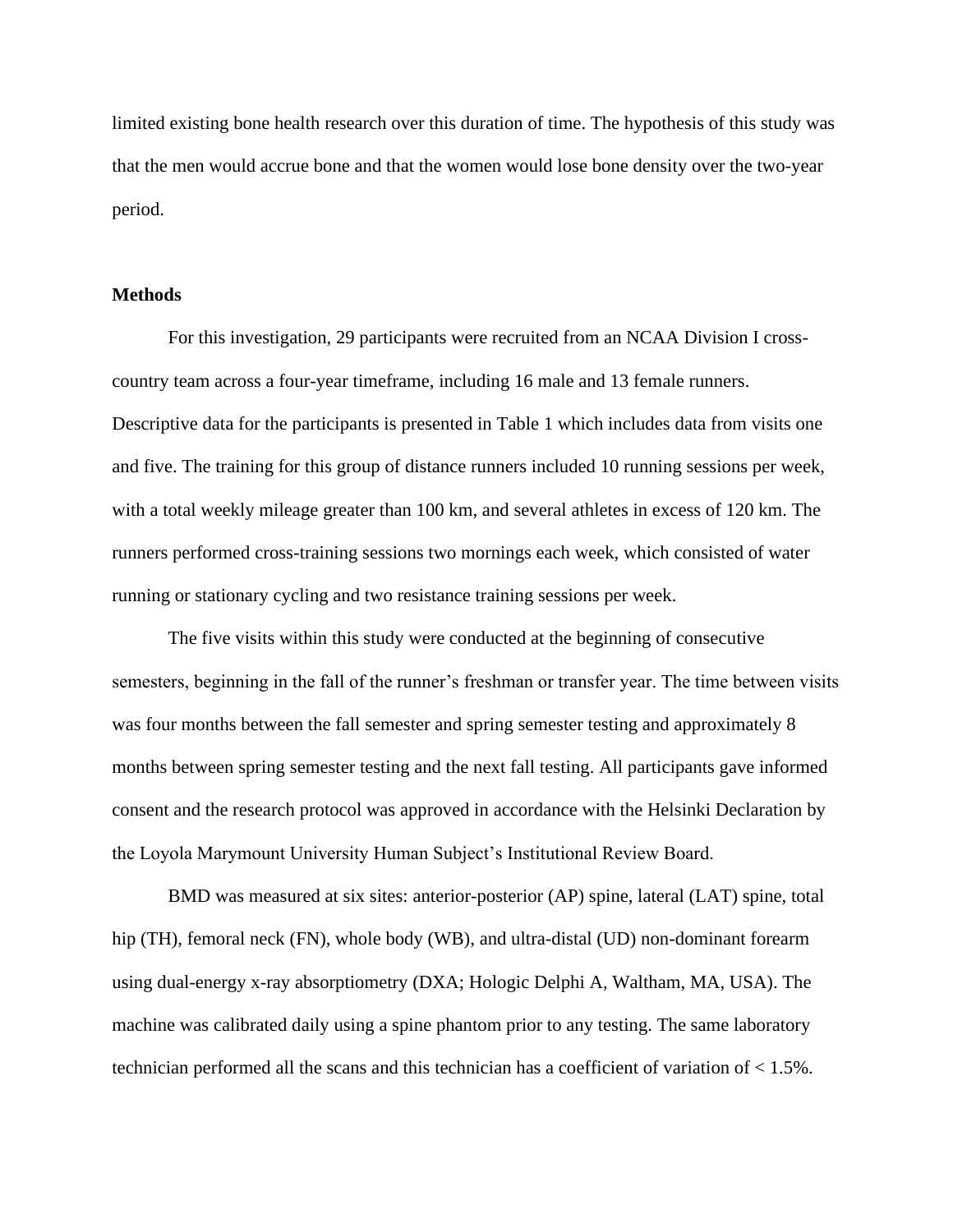limited existing bone health research over this duration of time. The hypothesis of this study was that the men would accrue bone and that the women would lose bone density over the two-year period.

**Methods**

For this investigation, 29 participants were recruited from an NCAA Division I cross-country team across a four-year timeframe, including 16 male and 13 female runners. Descriptive data for the participants is presented in Table 1 which includes data from visits one and five. The training for this group of distance runners included 10 running sessions per week, with a total weekly mileage greater than 100 km, and several athletes in excess of 120 km. The runners performed cross-training sessions two mornings each week, which consisted of water running or stationary cycling and two resistance training sessions per week.

The five visits within this study were conducted at the beginning of consecutive semesters, beginning in the fall of the runner's freshman or transfer year. The time between visits was four months between the fall semester and spring semester testing and approximately 8 months between spring semester testing and the next fall testing. All participants gave informed consent and the research protocol was approved in accordance with the Helsinki Declaration by the Loyola Marymount University Human Subject's Institutional Review Board.

BMD was measured at six sites: anterior-posterior (AP) spine, lateral (LAT) spine, total hip (TH), femoral neck (FN), whole body (WB), and ultra-distal (UD) non-dominant forearm using dual-energy x-ray absorptiometry (DXA; Hologic Delphi A, Waltham, MA, USA). The machine was calibrated daily using a spine phantom prior to any testing. The same laboratory technician performed all the scans and this technician has a coefficient of variation of < 1.5%.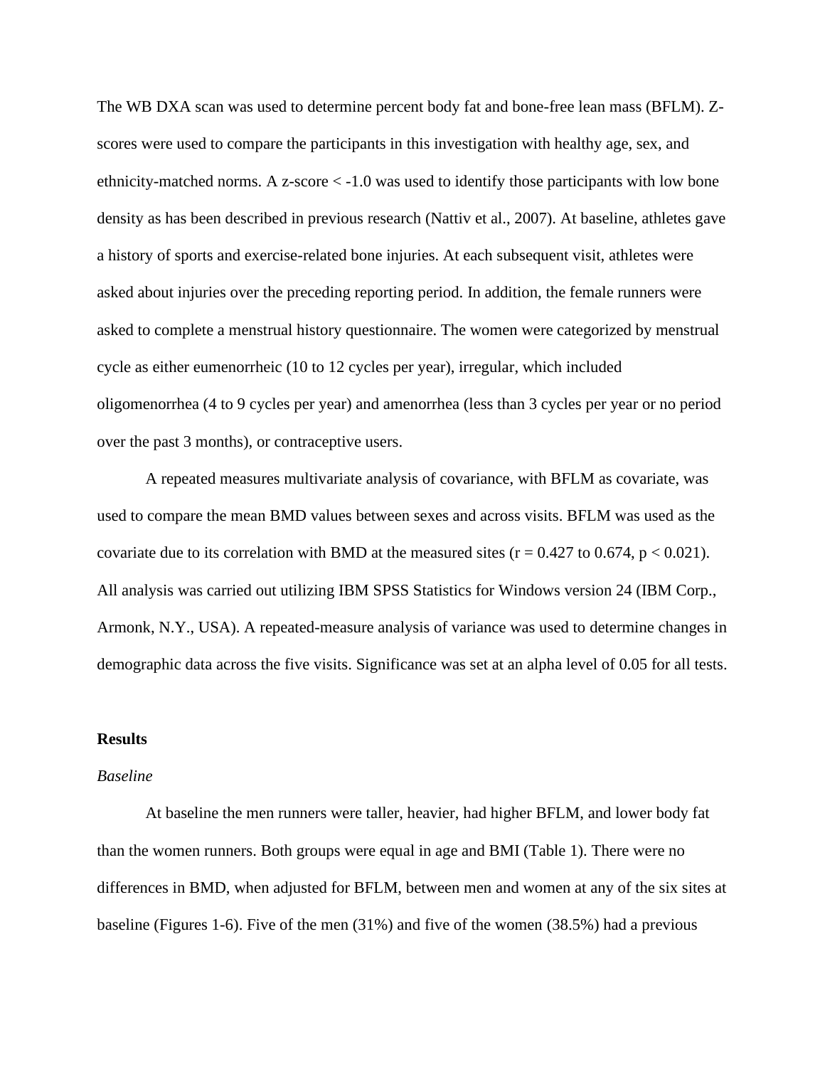The WB DXA scan was used to determine percent body fat and bone-free lean mass (BFLM). Z-scores were used to compare the participants in this investigation with healthy age, sex, and ethnicity-matched norms. A z-score $< -1.0$ was used to identify those participants with low bone density as has been described in previous research (Nattiv et al., 2007). At baseline, athletes gave a history of sports and exercise-related bone injuries. At each subsequent visit, athletes were asked about injuries over the preceding reporting period. In addition, the female runners were asked to complete a menstrual history questionnaire. The women were categorized by menstrual cycle as either eumenorrheic (10 to 12 cycles per year), irregular, which included oligomenorrhea (4 to 9 cycles per year) and amenorrhea (less than 3 cycles per year or no period over the past 3 months), or contraceptive users.

A repeated measures multivariate analysis of covariance, with BFLM as covariate, was used to compare the mean BMD values between sexes and across visits. BFLM was used as the covariate due to its correlation with BMD at the measured sites ($r = 0.427$ to $0.674$, $p < 0.021$). All analysis was carried out utilizing IBM SPSS Statistics for Windows version 24 (IBM Corp., Armonk, N.Y., USA). A repeated-measure analysis of variance was used to determine changes in demographic data across the five visits. Significance was set at an alpha level of 0.05 for all tests.

## Results

### *Baseline*

At baseline the men runners were taller, heavier, had higher BFLM, and lower body fat than the women runners. Both groups were equal in age and BMI (Table 1). There were no differences in BMD, when adjusted for BFLM, between men and women at any of the six sites at baseline (Figures 1-6). Five of the men (31%) and five of the women (38.5%) had a previous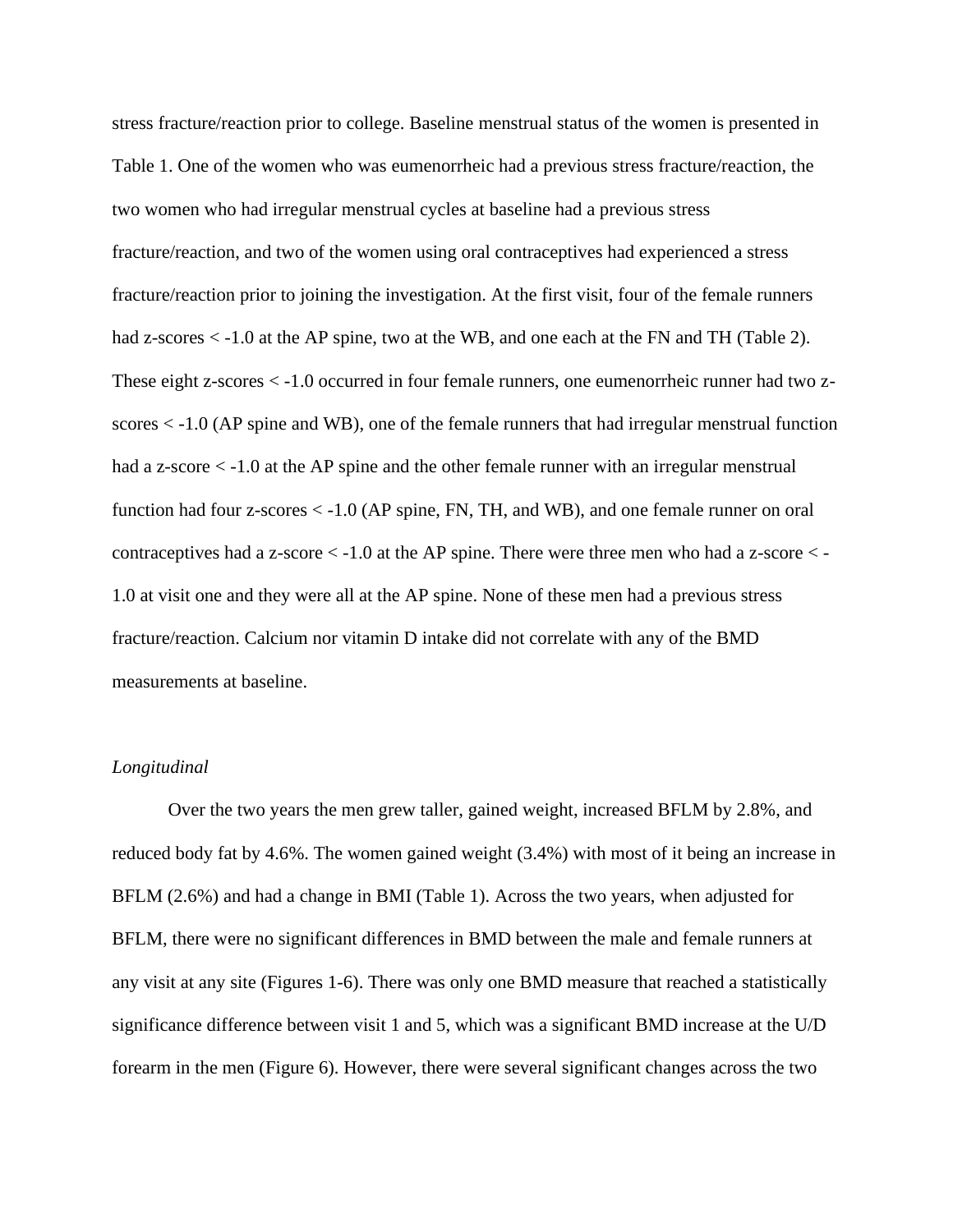stress fracture/reaction prior to college. Baseline menstrual status of the women is presented in Table 1. One of the women who was eumenorrheic had a previous stress fracture/reaction, the two women who had irregular menstrual cycles at baseline had a previous stress fracture/reaction, and two of the women using oral contraceptives had experienced a stress fracture/reaction prior to joining the investigation. At the first visit, four of the female runners had z-scores < -1.0 at the AP spine, two at the WB, and one each at the FN and TH (Table 2). These eight z-scores < -1.0 occurred in four female runners, one eumenorrheic runner had two z-scores < -1.0 (AP spine and WB), one of the female runners that had irregular menstrual function had a z-score < -1.0 at the AP spine and the other female runner with an irregular menstrual function had four z-scores < -1.0 (AP spine, FN, TH, and WB), and one female runner on oral contraceptives had a z-score < -1.0 at the AP spine. There were three men who had a z-score < -1.0 at visit one and they were all at the AP spine. None of these men had a previous stress fracture/reaction. Calcium nor vitamin D intake did not correlate with any of the BMD measurements at baseline.

*Longitudinal*

Over the two years the men grew taller, gained weight, increased BFLM by 2.8%, and reduced body fat by 4.6%. The women gained weight (3.4%) with most of it being an increase in BFLM (2.6%) and had a change in BMI (Table 1). Across the two years, when adjusted for BFLM, there were no significant differences in BMD between the male and female runners at any visit at any site (Figures 1-6). There was only one BMD measure that reached a statistically significance difference between visit 1 and 5, which was a significant BMD increase at the U/D forearm in the men (Figure 6). However, there were several significant changes across the two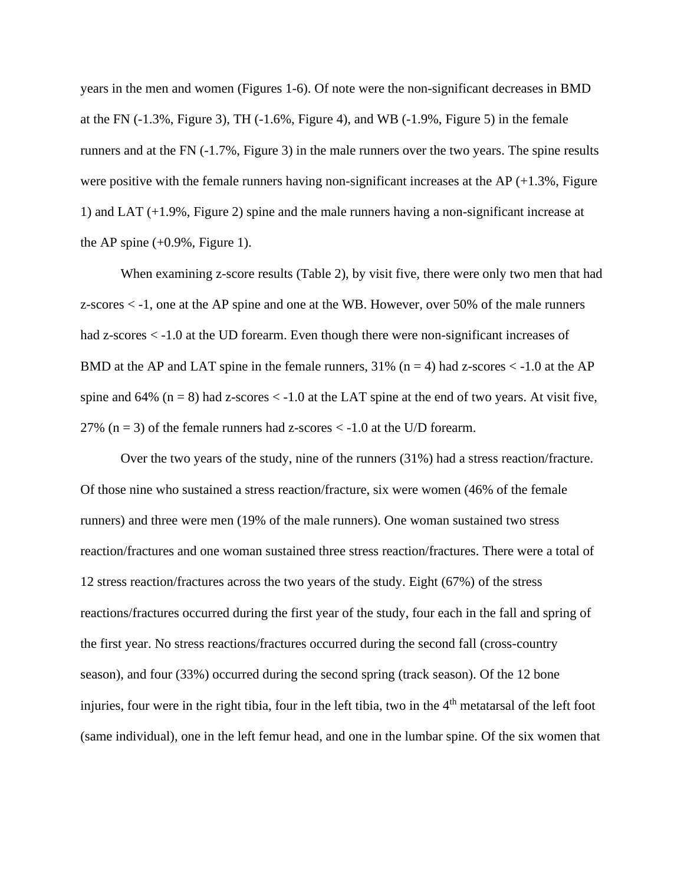years in the men and women (Figures 1-6). Of note were the non-significant decreases in BMD at the FN (-1.3%, Figure 3), TH (-1.6%, Figure 4), and WB (-1.9%, Figure 5) in the female runners and at the FN (-1.7%, Figure 3) in the male runners over the two years. The spine results were positive with the female runners having non-significant increases at the AP (+1.3%, Figure 1) and LAT (+1.9%, Figure 2) spine and the male runners having a non-significant increase at the AP spine (+0.9%, Figure 1).

When examining z-score results (Table 2), by visit five, there were only two men that had z-scores < -1, one at the AP spine and one at the WB. However, over 50% of the male runners had z-scores < -1.0 at the UD forearm. Even though there were non-significant increases of BMD at the AP and LAT spine in the female runners, 31% (n = 4) had z-scores < -1.0 at the AP spine and 64% (n = 8) had z-scores < -1.0 at the LAT spine at the end of two years. At visit five, 27% (n = 3) of the female runners had z-scores < -1.0 at the U/D forearm.

Over the two years of the study, nine of the runners (31%) had a stress reaction/fracture. Of those nine who sustained a stress reaction/fracture, six were women (46% of the female runners) and three were men (19% of the male runners). One woman sustained two stress reaction/fractures and one woman sustained three stress reaction/fractures. There were a total of 12 stress reaction/fractures across the two years of the study. Eight (67%) of the stress reactions/fractures occurred during the first year of the study, four each in the fall and spring of the first year. No stress reactions/fractures occurred during the second fall (cross-country season), and four (33%) occurred during the second spring (track season). Of the 12 bone injuries, four were in the right tibia, four in the left tibia, two in the 4th metatarsal of the left foot (same individual), one in the left femur head, and one in the lumbar spine. Of the six women that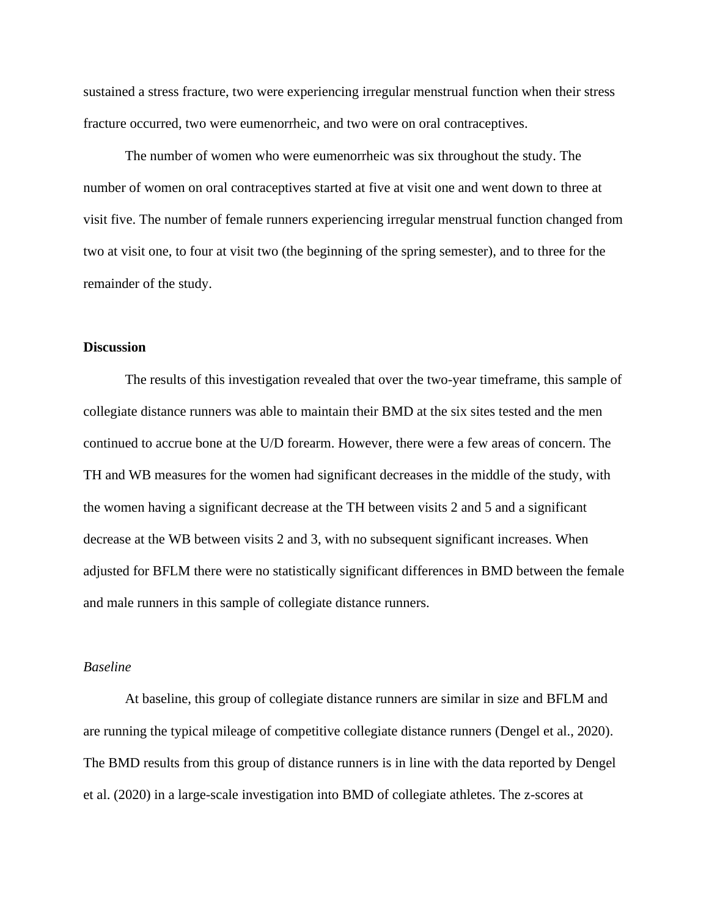sustained a stress fracture, two were experiencing irregular menstrual function when their stress fracture occurred, two were eumenorrheic, and two were on oral contraceptives.

The number of women who were eumenorrheic was six throughout the study. The number of women on oral contraceptives started at five at visit one and went down to three at visit five. The number of female runners experiencing irregular menstrual function changed from two at visit one, to four at visit two (the beginning of the spring semester), and to three for the remainder of the study.

## Discussion

The results of this investigation revealed that over the two-year timeframe, this sample of collegiate distance runners was able to maintain their BMD at the six sites tested and the men continued to accrue bone at the U/D forearm. However, there were a few areas of concern. The TH and WB measures for the women had significant decreases in the middle of the study, with the women having a significant decrease at the TH between visits 2 and 5 and a significant decrease at the WB between visits 2 and 3, with no subsequent significant increases. When adjusted for BFLM there were no statistically significant differences in BMD between the female and male runners in this sample of collegiate distance runners.

### *Baseline*

At baseline, this group of collegiate distance runners are similar in size and BFLM and are running the typical mileage of competitive collegiate distance runners (Dengel et al., 2020). The BMD results from this group of distance runners is in line with the data reported by Dengel et al. (2020) in a large-scale investigation into BMD of collegiate athletes. The z-scores at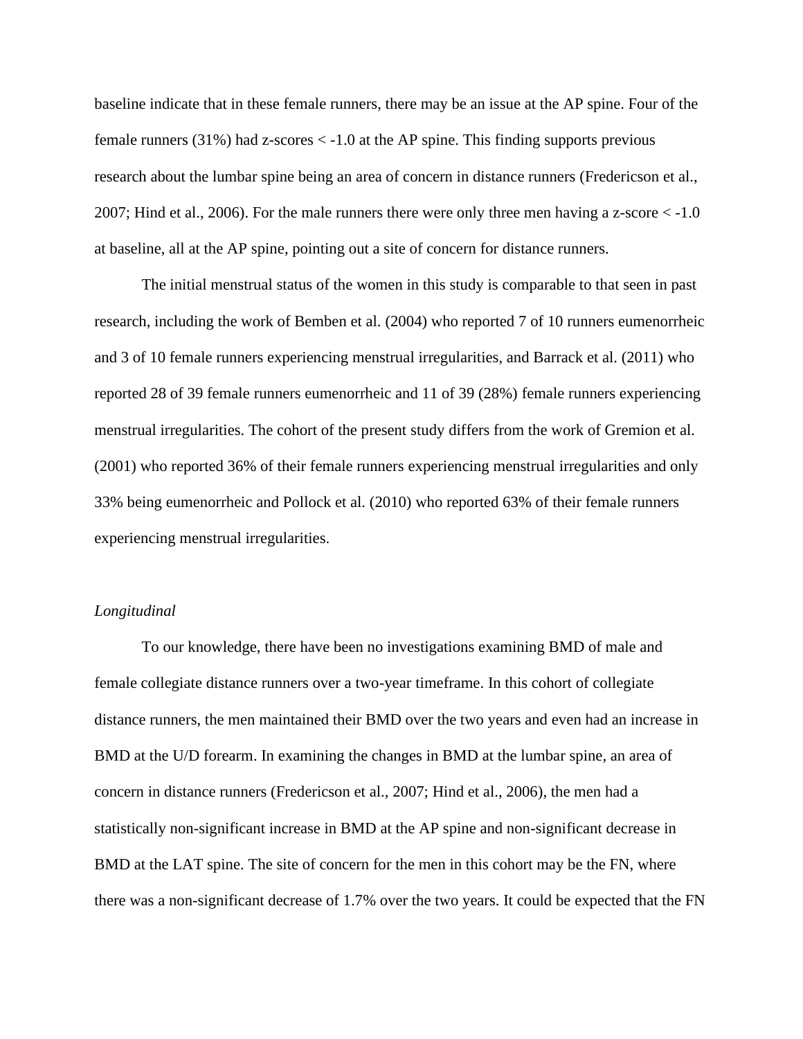baseline indicate that in these female runners, there may be an issue at the AP spine. Four of the female runners (31%) had z-scores < -1.0 at the AP spine. This finding supports previous research about the lumbar spine being an area of concern in distance runners (Fredericson et al., 2007; Hind et al., 2006). For the male runners there were only three men having a z-score < -1.0 at baseline, all at the AP spine, pointing out a site of concern for distance runners.

The initial menstrual status of the women in this study is comparable to that seen in past research, including the work of Bemben et al. (2004) who reported 7 of 10 runners eumenorrheic and 3 of 10 female runners experiencing menstrual irregularities, and Barrack et al. (2011) who reported 28 of 39 female runners eumenorrheic and 11 of 39 (28%) female runners experiencing menstrual irregularities. The cohort of the present study differs from the work of Gremion et al. (2001) who reported 36% of their female runners experiencing menstrual irregularities and only 33% being eumenorrheic and Pollock et al. (2010) who reported 63% of their female runners experiencing menstrual irregularities.

*Longitudinal*

To our knowledge, there have been no investigations examining BMD of male and female collegiate distance runners over a two-year timeframe. In this cohort of collegiate distance runners, the men maintained their BMD over the two years and even had an increase in BMD at the U/D forearm. In examining the changes in BMD at the lumbar spine, an area of concern in distance runners (Fredericson et al., 2007; Hind et al., 2006), the men had a statistically non-significant increase in BMD at the AP spine and non-significant decrease in BMD at the LAT spine. The site of concern for the men in this cohort may be the FN, where there was a non-significant decrease of 1.7% over the two years. It could be expected that the FN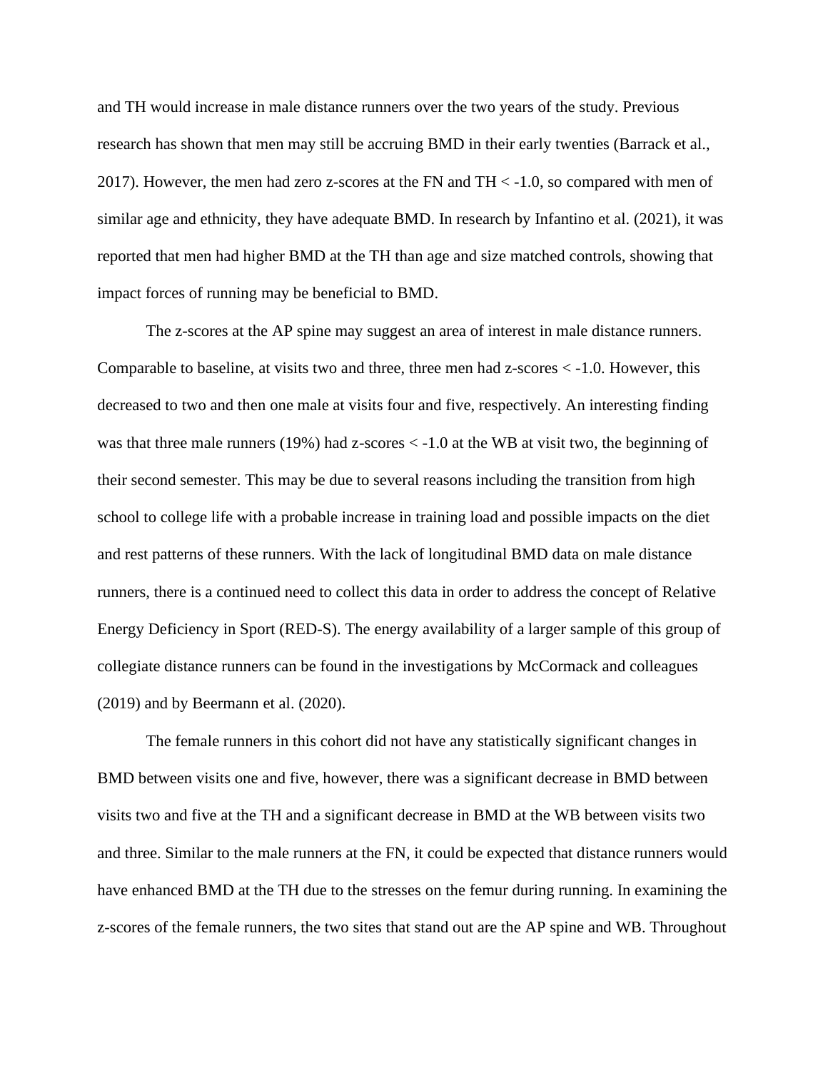and TH would increase in male distance runners over the two years of the study. Previous research has shown that men may still be accruing BMD in their early twenties (Barrack et al., 2017). However, the men had zero z-scores at the FN and TH < -1.0, so compared with men of similar age and ethnicity, they have adequate BMD. In research by Infantino et al. (2021), it was reported that men had higher BMD at the TH than age and size matched controls, showing that impact forces of running may be beneficial to BMD.

The z-scores at the AP spine may suggest an area of interest in male distance runners. Comparable to baseline, at visits two and three, three men had z-scores < -1.0. However, this decreased to two and then one male at visits four and five, respectively. An interesting finding was that three male runners (19%) had z-scores < -1.0 at the WB at visit two, the beginning of their second semester. This may be due to several reasons including the transition from high school to college life with a probable increase in training load and possible impacts on the diet and rest patterns of these runners. With the lack of longitudinal BMD data on male distance runners, there is a continued need to collect this data in order to address the concept of Relative Energy Deficiency in Sport (RED-S). The energy availability of a larger sample of this group of collegiate distance runners can be found in the investigations by McCormack and colleagues (2019) and by Beermann et al. (2020).

The female runners in this cohort did not have any statistically significant changes in BMD between visits one and five, however, there was a significant decrease in BMD between visits two and five at the TH and a significant decrease in BMD at the WB between visits two and three. Similar to the male runners at the FN, it could be expected that distance runners would have enhanced BMD at the TH due to the stresses on the femur during running. In examining the z-scores of the female runners, the two sites that stand out are the AP spine and WB. Throughout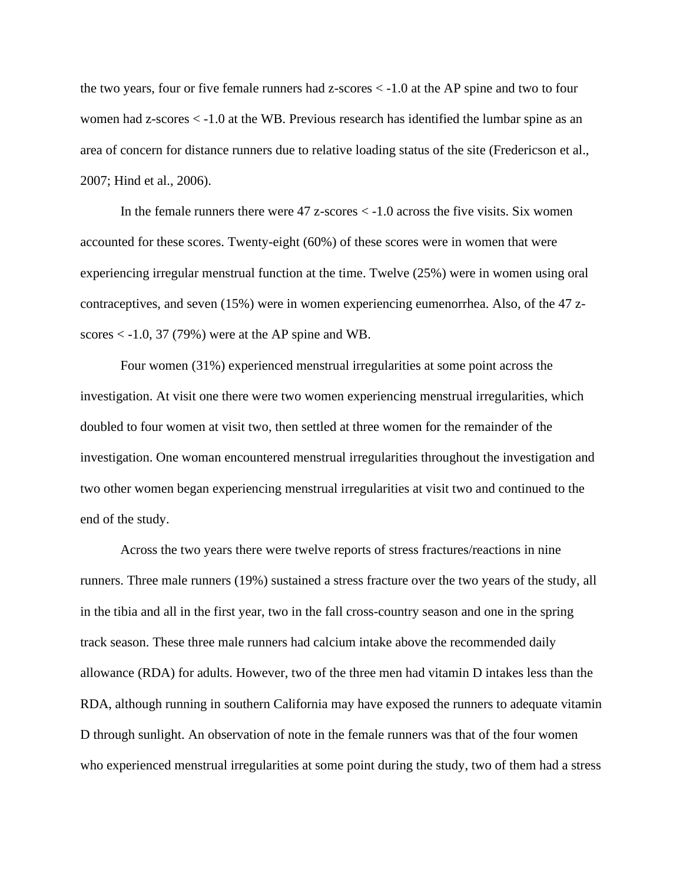the two years, four or five female runners had z-scores < -1.0 at the AP spine and two to four women had z-scores < -1.0 at the WB. Previous research has identified the lumbar spine as an area of concern for distance runners due to relative loading status of the site (Fredericson et al., 2007; Hind et al., 2006).

In the female runners there were 47 z-scores < -1.0 across the five visits. Six women accounted for these scores. Twenty-eight (60%) of these scores were in women that were experiencing irregular menstrual function at the time. Twelve (25%) were in women using oral contraceptives, and seven (15%) were in women experiencing eumenorrhea. Also, of the 47 z-scores < -1.0, 37 (79%) were at the AP spine and WB.

Four women (31%) experienced menstrual irregularities at some point across the investigation. At visit one there were two women experiencing menstrual irregularities, which doubled to four women at visit two, then settled at three women for the remainder of the investigation. One woman encountered menstrual irregularities throughout the investigation and two other women began experiencing menstrual irregularities at visit two and continued to the end of the study.

Across the two years there were twelve reports of stress fractures/reactions in nine runners. Three male runners (19%) sustained a stress fracture over the two years of the study, all in the tibia and all in the first year, two in the fall cross-country season and one in the spring track season. These three male runners had calcium intake above the recommended daily allowance (RDA) for adults. However, two of the three men had vitamin D intakes less than the RDA, although running in southern California may have exposed the runners to adequate vitamin D through sunlight. An observation of note in the female runners was that of the four women who experienced menstrual irregularities at some point during the study, two of them had a stress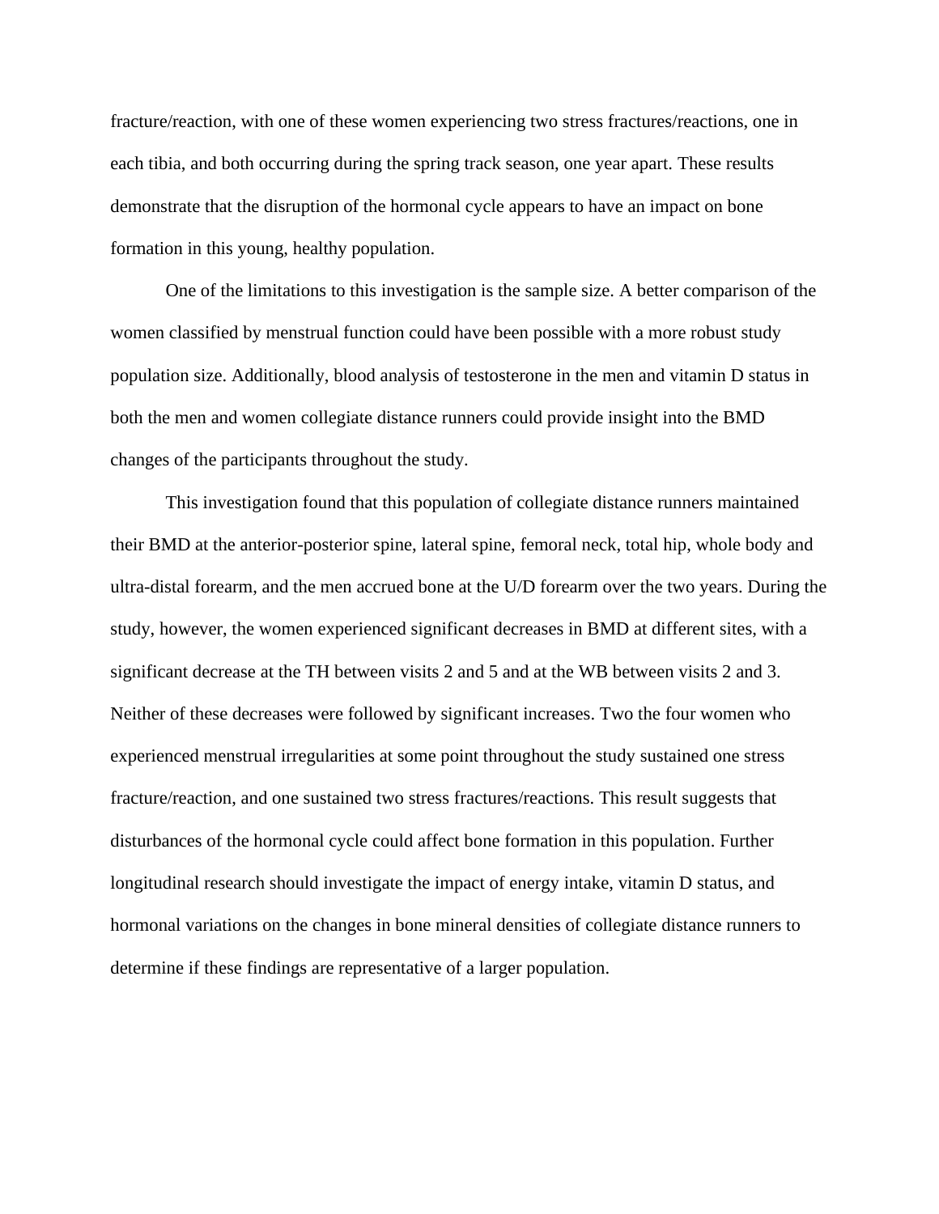fracture/reaction, with one of these women experiencing two stress fractures/reactions, one in each tibia, and both occurring during the spring track season, one year apart. These results demonstrate that the disruption of the hormonal cycle appears to have an impact on bone formation in this young, healthy population.

One of the limitations to this investigation is the sample size. A better comparison of the women classified by menstrual function could have been possible with a more robust study population size. Additionally, blood analysis of testosterone in the men and vitamin D status in both the men and women collegiate distance runners could provide insight into the BMD changes of the participants throughout the study.

This investigation found that this population of collegiate distance runners maintained their BMD at the anterior-posterior spine, lateral spine, femoral neck, total hip, whole body and ultra-distal forearm, and the men accrued bone at the U/D forearm over the two years. During the study, however, the women experienced significant decreases in BMD at different sites, with a significant decrease at the TH between visits 2 and 5 and at the WB between visits 2 and 3. Neither of these decreases were followed by significant increases. Two the four women who experienced menstrual irregularities at some point throughout the study sustained one stress fracture/reaction, and one sustained two stress fractures/reactions. This result suggests that disturbances of the hormonal cycle could affect bone formation in this population. Further longitudinal research should investigate the impact of energy intake, vitamin D status, and hormonal variations on the changes in bone mineral densities of collegiate distance runners to determine if these findings are representative of a larger population.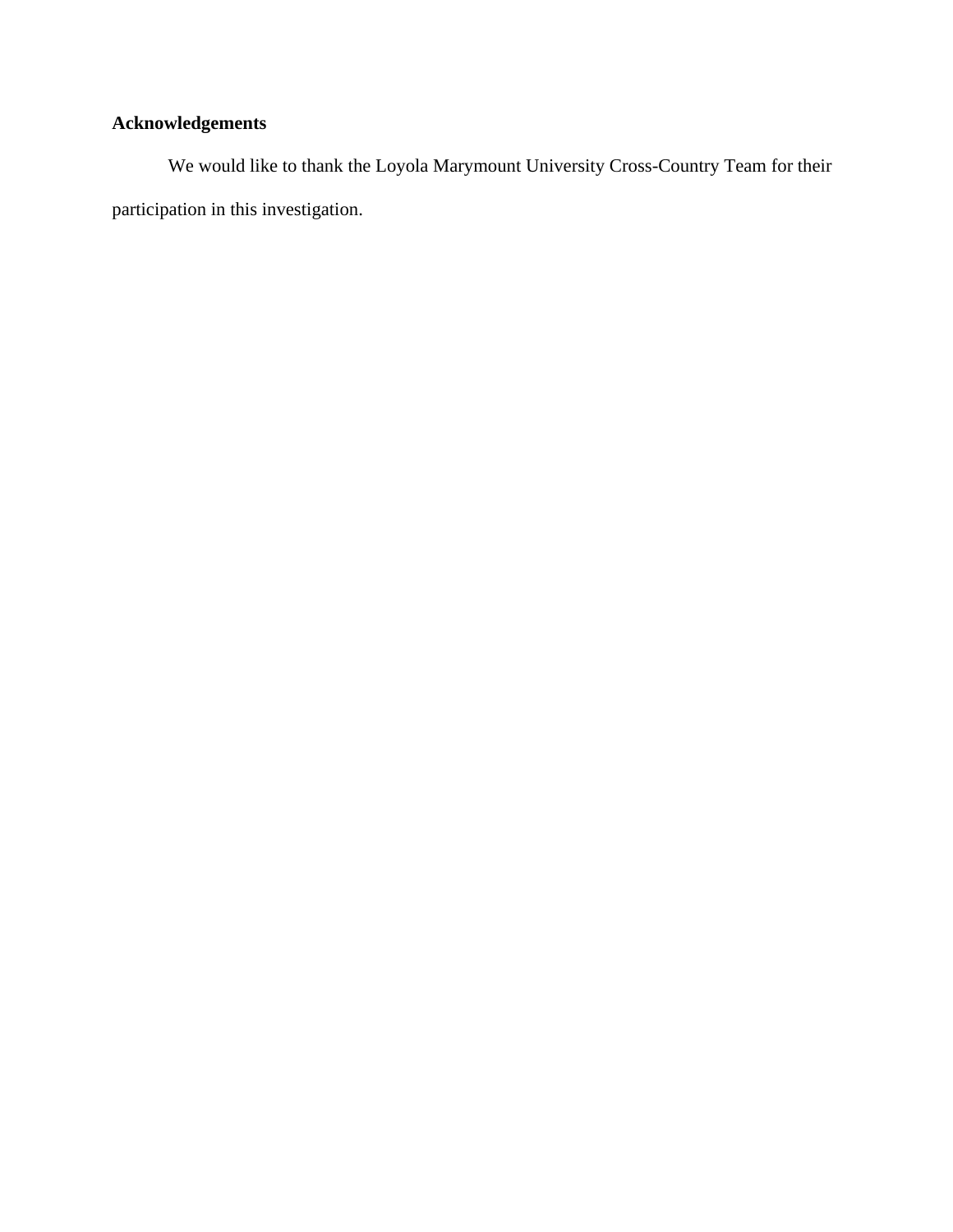**Acknowledgements**

We would like to thank the Loyola Marymount University Cross-Country Team for their participation in this investigation.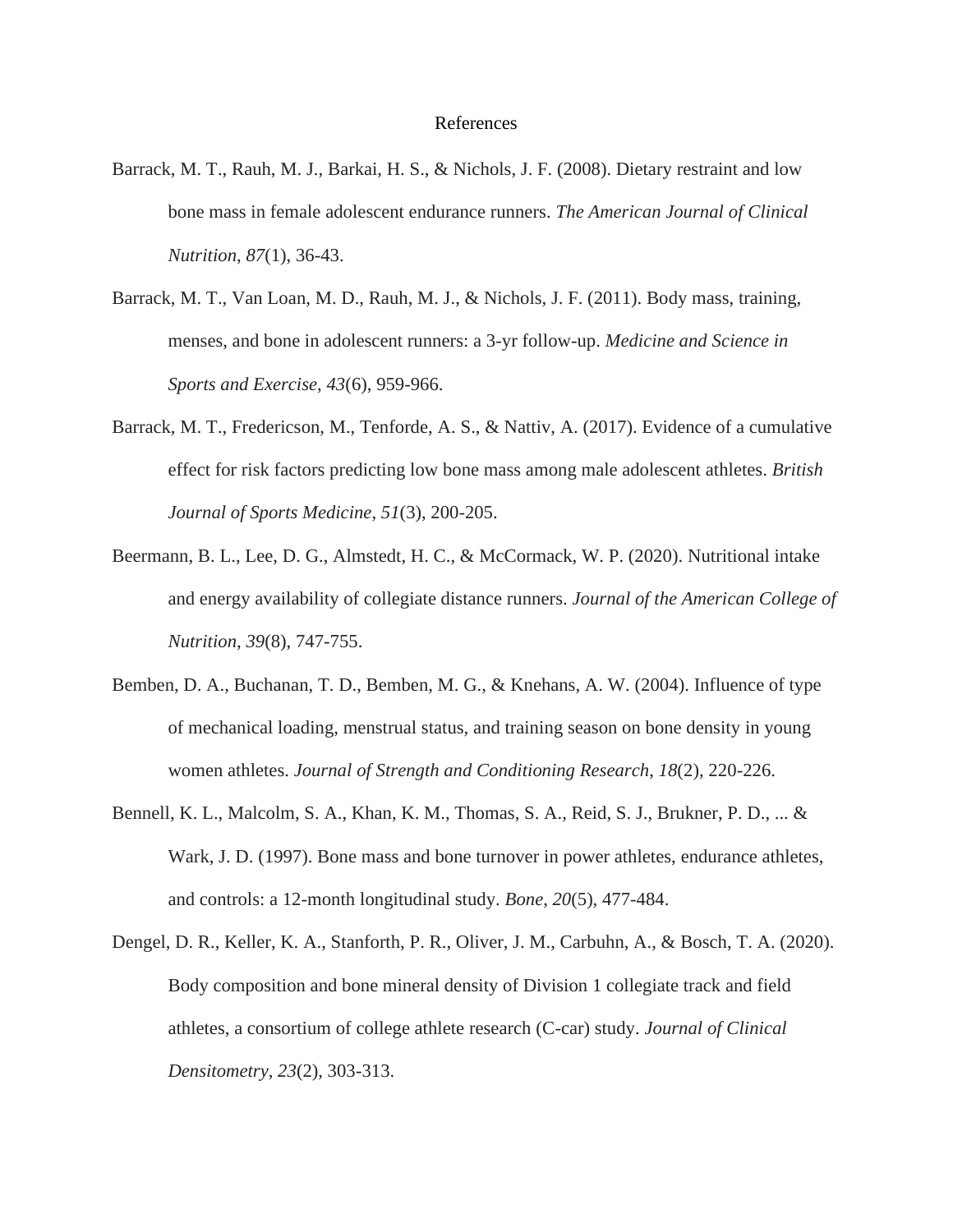# References

Barrack, M. T., Rauh, M. J., Barkai, H. S., & Nichols, J. F. (2008). Dietary restraint and low bone mass in female adolescent endurance runners. *The American Journal of Clinical Nutrition*, *87*(1), 36-43.

Barrack, M. T., Van Loan, M. D., Rauh, M. J., & Nichols, J. F. (2011). Body mass, training, menses, and bone in adolescent runners: a 3-yr follow-up. *Medicine and Science in Sports and Exercise*, *43*(6), 959-966.

Barrack, M. T., Fredericson, M., Tenforde, A. S., & Nattiv, A. (2017). Evidence of a cumulative effect for risk factors predicting low bone mass among male adolescent athletes. *British Journal of Sports Medicine*, *51*(3), 200-205.

Beermann, B. L., Lee, D. G., Almstedt, H. C., & McCormack, W. P. (2020). Nutritional intake and energy availability of collegiate distance runners. *Journal of the American College of Nutrition*, *39*(8), 747-755.

Bemben, D. A., Buchanan, T. D., Bemben, M. G., & Knehans, A. W. (2004). Influence of type of mechanical loading, menstrual status, and training season on bone density in young women athletes. *Journal of Strength and Conditioning Research*, *18*(2), 220-226.

Bennell, K. L., Malcolm, S. A., Khan, K. M., Thomas, S. A., Reid, S. J., Brukner, P. D., ... & Wark, J. D. (1997). Bone mass and bone turnover in power athletes, endurance athletes, and controls: a 12-month longitudinal study. *Bone*, *20*(5), 477-484.

Dengel, D. R., Keller, K. A., Stanforth, P. R., Oliver, J. M., Carbuhn, A., & Bosch, T. A. (2020). Body composition and bone mineral density of Division 1 collegiate track and field athletes, a consortium of college athlete research (C-car) study. *Journal of Clinical Densitometry*, *23*(2), 303-313.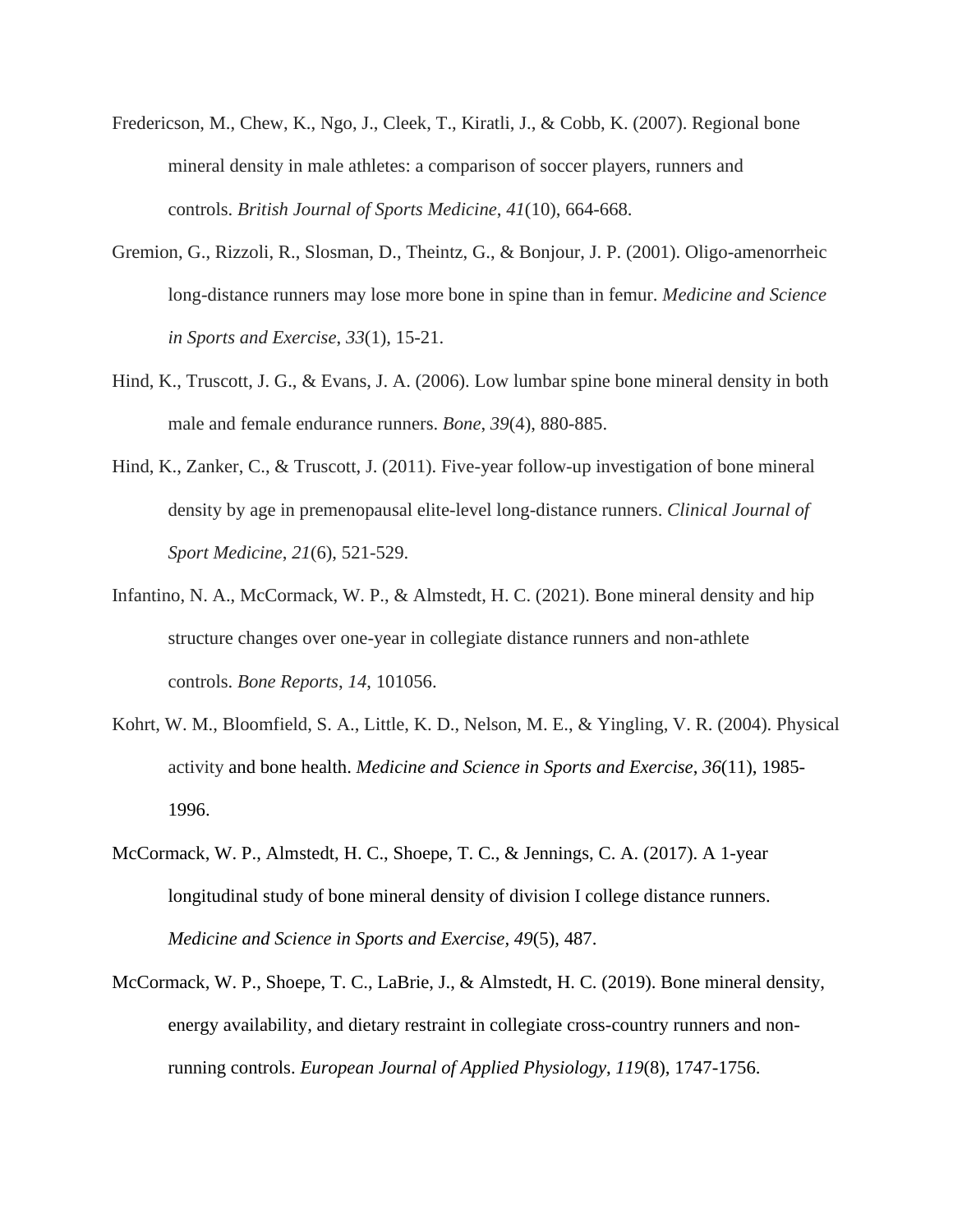Fredericson, M., Chew, K., Ngo, J., Cleek, T., Kiratli, J., & Cobb, K. (2007). Regional bone mineral density in male athletes: a comparison of soccer players, runners and controls. *British Journal of Sports Medicine*, *41*(10), 664-668.

Gremion, G., Rizzoli, R., Slosman, D., Theintz, G., & Bonjour, J. P. (2001). Oligo-amenorrheic long-distance runners may lose more bone in spine than in femur. *Medicine and Science in Sports and Exercise*, *33*(1), 15-21.

Hind, K., Truscott, J. G., & Evans, J. A. (2006). Low lumbar spine bone mineral density in both male and female endurance runners. *Bone, 39*(4), 880-885.

Hind, K., Zanker, C., & Truscott, J. (2011). Five-year follow-up investigation of bone mineral density by age in premenopausal elite-level long-distance runners. *Clinical Journal of Sport Medicine*, *21*(6), 521-529.

Infantino, N. A., McCormack, W. P., & Almstedt, H. C. (2021). Bone mineral density and hip structure changes over one-year in collegiate distance runners and non-athlete controls. *Bone Reports*, *14*, 101056.

Kohrt, W. M., Bloomfield, S. A., Little, K. D., Nelson, M. E., & Yingling, V. R. (2004). Physical activity and bone health. *Medicine and Science in Sports and Exercise*, *36*(11), 1985-1996.

McCormack, W. P., Almstedt, H. C., Shoepe, T. C., & Jennings, C. A. (2017). A 1-year longitudinal study of bone mineral density of division I college distance runners. *Medicine and Science in Sports and Exercise*, *49*(5), 487.

McCormack, W. P., Shoepe, T. C., LaBrie, J., & Almstedt, H. C. (2019). Bone mineral density, energy availability, and dietary restraint in collegiate cross-country runners and non-running controls. *European Journal of Applied Physiology*, *119*(8), 1747-1756.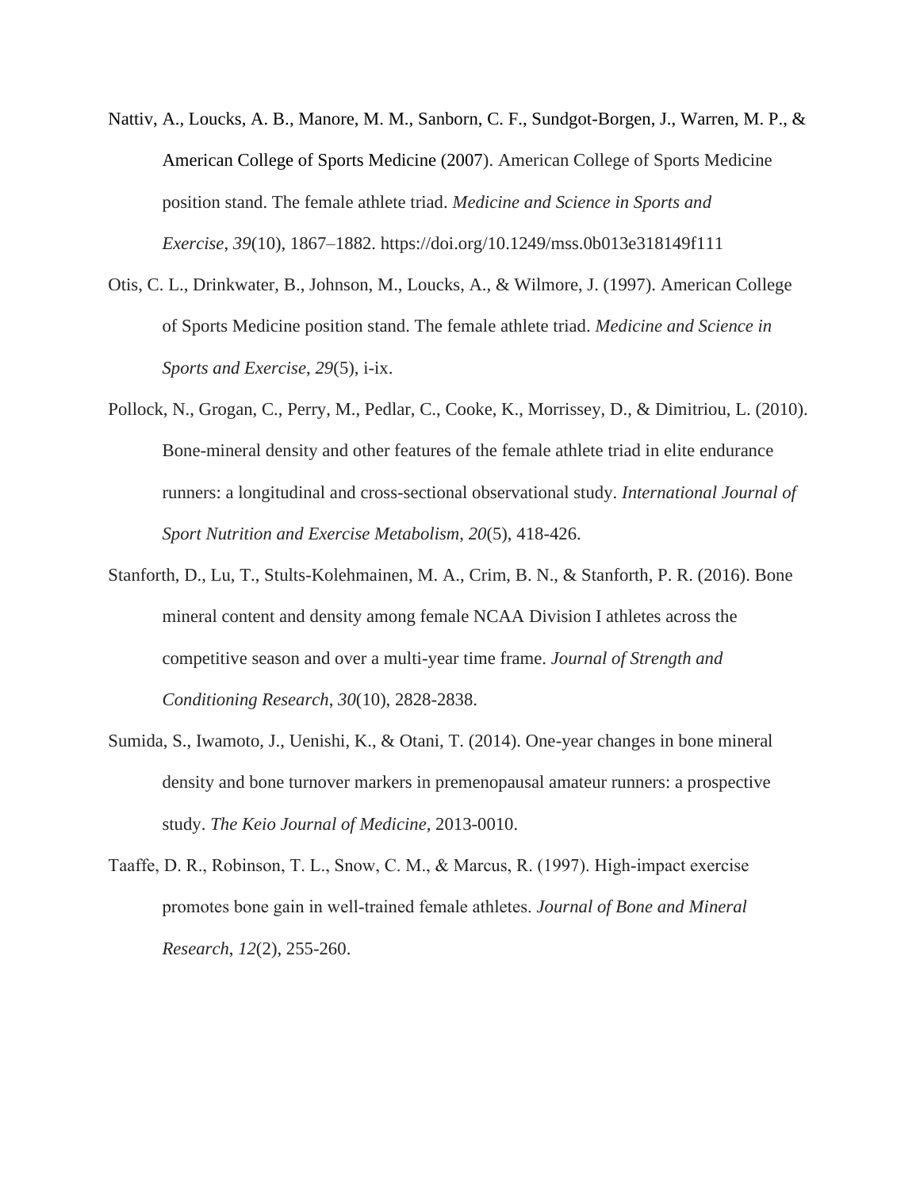Nattiv, A., Loucks, A. B., Manore, M. M., Sanborn, C. F., Sundgot-Borgen, J., Warren, M. P., & American College of Sports Medicine (2007). American College of Sports Medicine position stand. The female athlete triad. *Medicine and Science in Sports and Exercise*, *39*(10), 1867–1882. https://doi.org/10.1249/mss.0b013e318149f111

Otis, C. L., Drinkwater, B., Johnson, M., Loucks, A., & Wilmore, J. (1997). American College of Sports Medicine position stand. The female athlete triad. *Medicine and Science in Sports and Exercise*, *29*(5), i-ix.

Pollock, N., Grogan, C., Perry, M., Pedlar, C., Cooke, K., Morrissey, D., & Dimitriou, L. (2010). Bone-mineral density and other features of the female athlete triad in elite endurance runners: a longitudinal and cross-sectional observational study. *International Journal of Sport Nutrition and Exercise Metabolism*, *20*(5), 418-426.

Stanforth, D., Lu, T., Stults-Kolehmainen, M. A., Crim, B. N., & Stanforth, P. R. (2016). Bone mineral content and density among female NCAA Division I athletes across the competitive season and over a multi-year time frame. *Journal of Strength and Conditioning Research*, *30*(10), 2828-2838.

Sumida, S., Iwamoto, J., Uenishi, K., & Otani, T. (2014). One-year changes in bone mineral density and bone turnover markers in premenopausal amateur runners: a prospective study. *The Keio Journal of Medicine*, 2013-0010.

Taaffe, D. R., Robinson, T. L., Snow, C. M., & Marcus, R. (1997). High-impact exercise promotes bone gain in well-trained female athletes. *Journal of Bone and Mineral Research*, *12*(2), 255-260.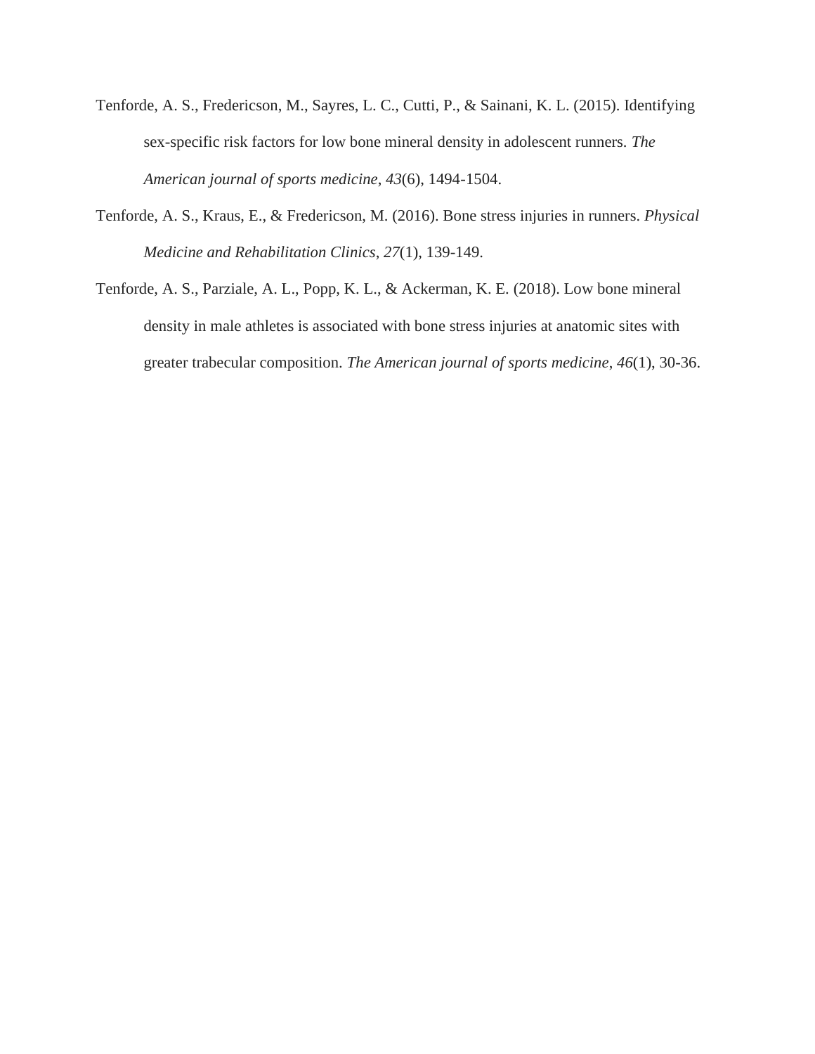Tenforde, A. S., Fredericson, M., Sayres, L. C., Cutti, P., & Sainani, K. L. (2015). Identifying sex-specific risk factors for low bone mineral density in adolescent runners. *The American journal of sports medicine*, *43*(6), 1494-1504.

Tenforde, A. S., Kraus, E., & Fredericson, M. (2016). Bone stress injuries in runners. *Physical Medicine and Rehabilitation Clinics*, *27*(1), 139-149.

Tenforde, A. S., Parziale, A. L., Popp, K. L., & Ackerman, K. E. (2018). Low bone mineral density in male athletes is associated with bone stress injuries at anatomic sites with greater trabecular composition. *The American journal of sports medicine*, *46*(1), 30-36.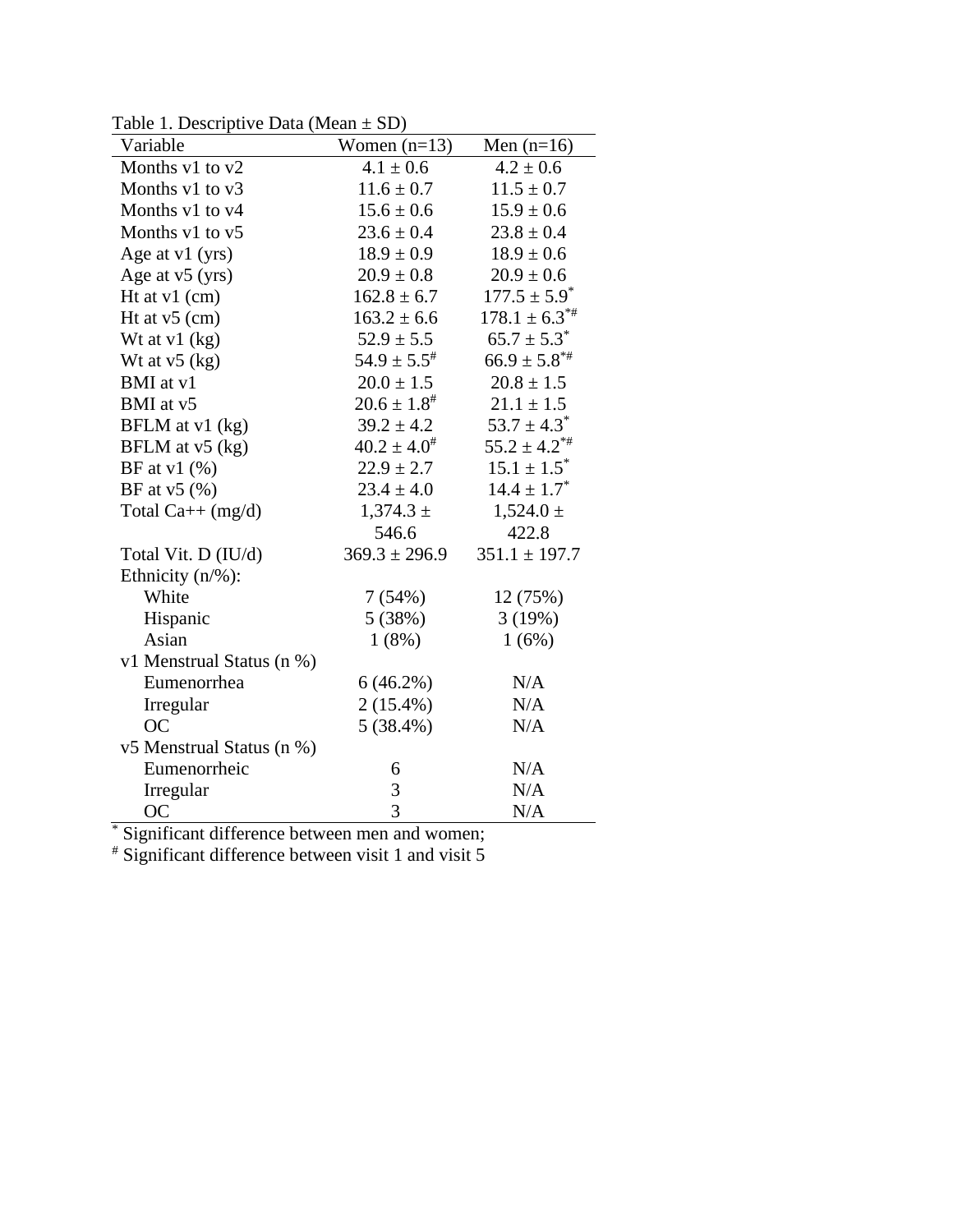Table 1. Descriptive Data (Mean ± SD)

| Variable | Women (n=13) | Men (n=16) |
|---|---|---|
| Months v1 to v2 | 4.1 ± 0.6 | 4.2 ± 0.6 |
| Months v1 to v3 | 11.6 ± 0.7 | 11.5 ± 0.7 |
| Months v1 to v4 | 15.6 ± 0.6 | 15.9 ± 0.6 |
| Months v1 to v5 | 23.6 ± 0.4 | 23.8 ± 0.4 |
| Age at v1 (yrs) | 18.9 ± 0.9 | 18.9 ± 0.6 |
| Age at v5 (yrs) | 20.9 ± 0.8 | 20.9 ± 0.6 |
| Ht at v1 (cm) | 162.8 ± 6.7 | 177.5 ± 5.9* |
| Ht at v5 (cm) | 163.2 ± 6.6 | 178.1 ± 6.3*# |
| Wt at v1 (kg) | 52.9 ± 5.5 | 65.7 ± 5.3* |
| Wt at v5 (kg) | 54.9 ± 5.5# | 66.9 ± 5.8*# |
| BMI at v1 | 20.0 ± 1.5 | 20.8 ± 1.5 |
| BMI at v5 | 20.6 ± 1.8# | 21.1 ± 1.5 |
| BFLM at v1 (kg) | 39.2 ± 4.2 | 53.7 ± 4.3* |
| BFLM at v5 (kg) | 40.2 ± 4.0# | 55.2 ± 4.2*# |
| BF at v1 (%) | 22.9 ± 2.7 | 15.1 ± 1.5* |
| BF at v5 (%) | 23.4 ± 4.0 | 14.4 ± 1.7* |
| Total Ca++ (mg/d) | 1,374.3 ± 546.6 | 1,524.0 ± 422.8 |
| Total Vit. D (IU/d) | 369.3 ± 296.9 | 351.1 ± 197.7 |
| Ethnicity (n/%): | | |
| White | 7 (54%) | 12 (75%) |
| Hispanic | 5 (38%) | 3 (19%) |
| Asian | 1 (8%) | 1 (6%) |
| v1 Menstrual Status (n %) | | |
| Eumenorrhea | 6 (46.2%) | N/A |
| Irregular | 2 (15.4%) | N/A |
| OC | 5 (38.4%) | N/A |
| v5 Menstrual Status (n %) | | |
| Eumenorrheic | 6 | N/A |
| Irregular | 3 | N/A |
| OC | 3 | N/A |

* Significant difference between men and women;

# Significant difference between visit 1 and visit 5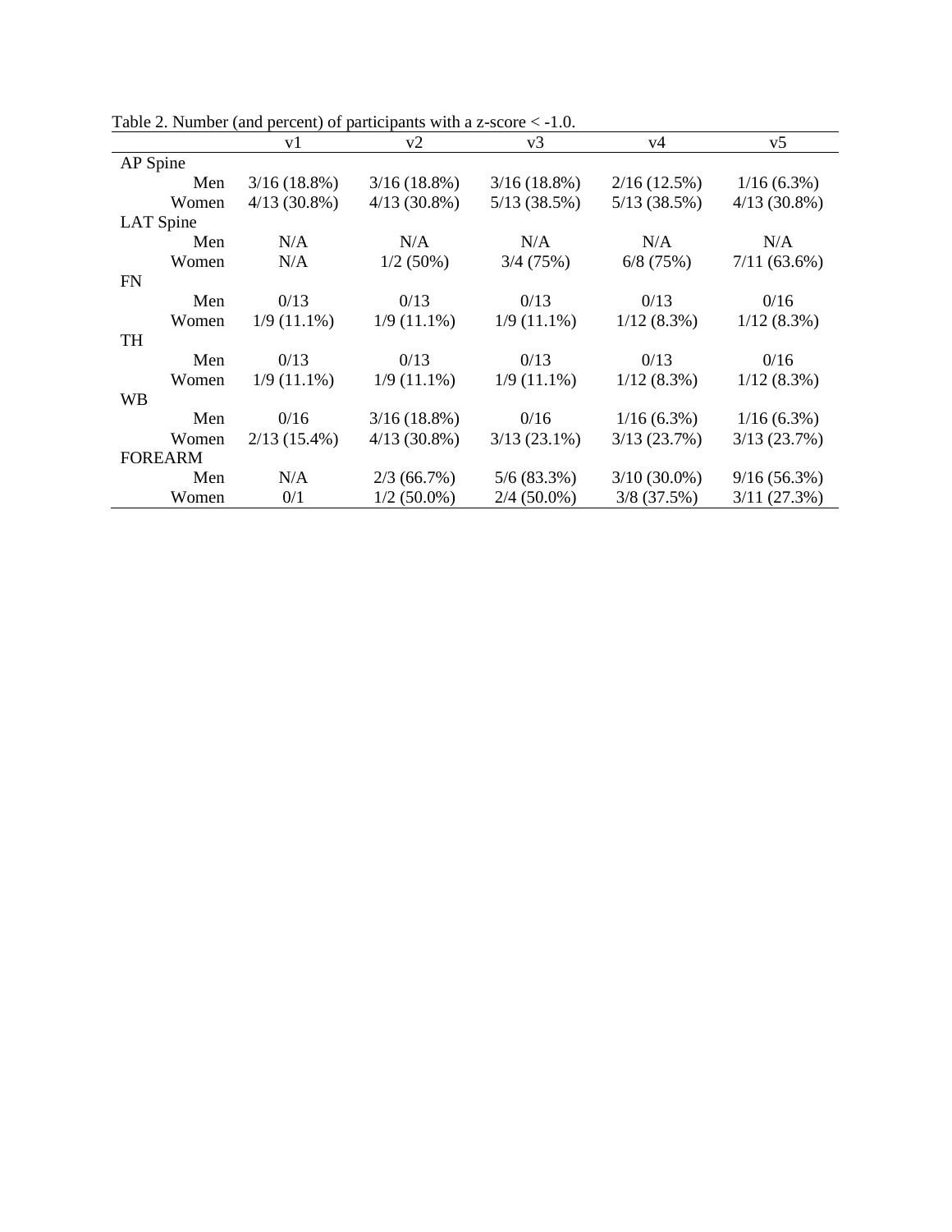Table 2. Number (and percent) of participants with a z-score < -1.0.

| | v1 | v2 | v3 | v4 | v5 |
|---|---|---|---|---|---|
| AP Spine | | | | | |
| Men | 3/16 (18.8%) | 3/16 (18.8%) | 3/16 (18.8%) | 2/16 (12.5%) | 1/16 (6.3%) |
| Women | 4/13 (30.8%) | 4/13 (30.8%) | 5/13 (38.5%) | 5/13 (38.5%) | 4/13 (30.8%) |
| LAT Spine | | | | | |
| Men | N/A | N/A | N/A | N/A | N/A |
| Women | N/A | 1/2 (50%) | 3/4 (75%) | 6/8 (75%) | 7/11 (63.6%) |
| FN | | | | | |
| Men | 0/13 | 0/13 | 0/13 | 0/13 | 0/16 |
| Women | 1/9 (11.1%) | 1/9 (11.1%) | 1/9 (11.1%) | 1/12 (8.3%) | 1/12 (8.3%) |
| TH | | | | | |
| Men | 0/13 | 0/13 | 0/13 | 0/13 | 0/16 |
| Women | 1/9 (11.1%) | 1/9 (11.1%) | 1/9 (11.1%) | 1/12 (8.3%) | 1/12 (8.3%) |
| WB | | | | | |
| Men | 0/16 | 3/16 (18.8%) | 0/16 | 1/16 (6.3%) | 1/16 (6.3%) |
| Women | 2/13 (15.4%) | 4/13 (30.8%) | 3/13 (23.1%) | 3/13 (23.7%) | 3/13 (23.7%) |
| FOREARM | | | | | |
| Men | N/A | 2/3 (66.7%) | 5/6 (83.3%) | 3/10 (30.0%) | 9/16 (56.3%) |
| Women | 0/1 | 1/2 (50.0%) | 2/4 (50.0%) | 3/8 (37.5%) | 3/11 (27.3%) |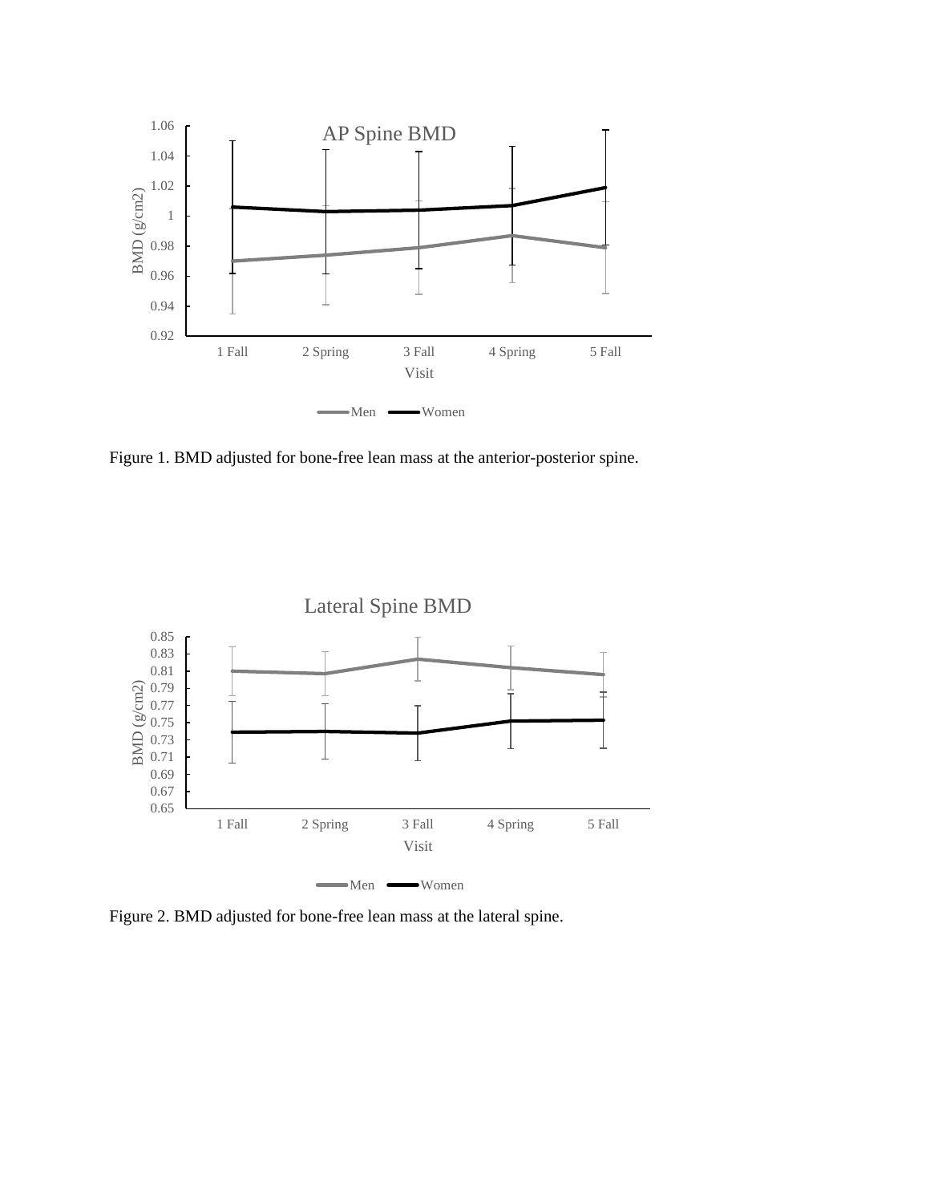Figure 1. BMD adjusted for bone-free lean mass at the anterior-posterior spine.

Figure 2. BMD adjusted for bone-free lean mass at the lateral spine.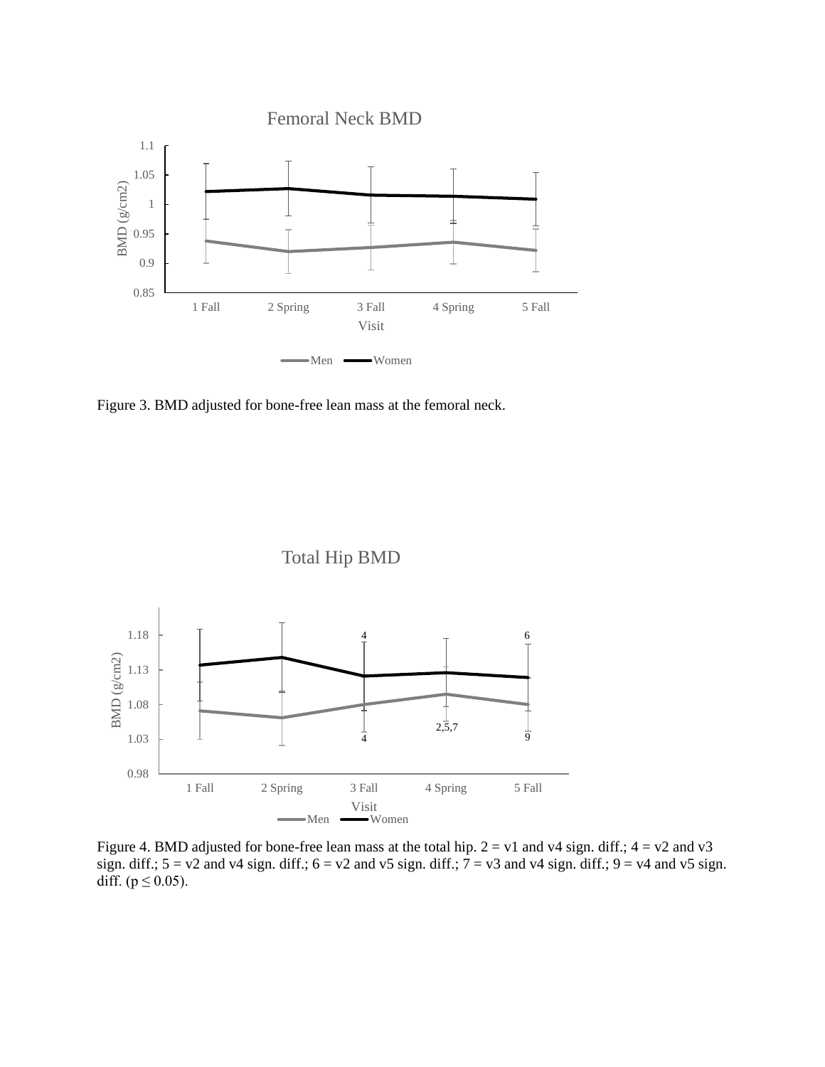Figure 3. BMD adjusted for bone-free lean mass at the femoral neck.

Figure 4. BMD adjusted for bone-free lean mass at the total hip. 2 = v1 and v4 sign. diff.; 4 = v2 and v3 sign. diff.; 5 = v2 and v4 sign. diff.; 6 = v2 and v5 sign. diff.; 7 = v3 and v4 sign. diff.; 9 = v4 and v5 sign. diff. ($p \leq 0.05$).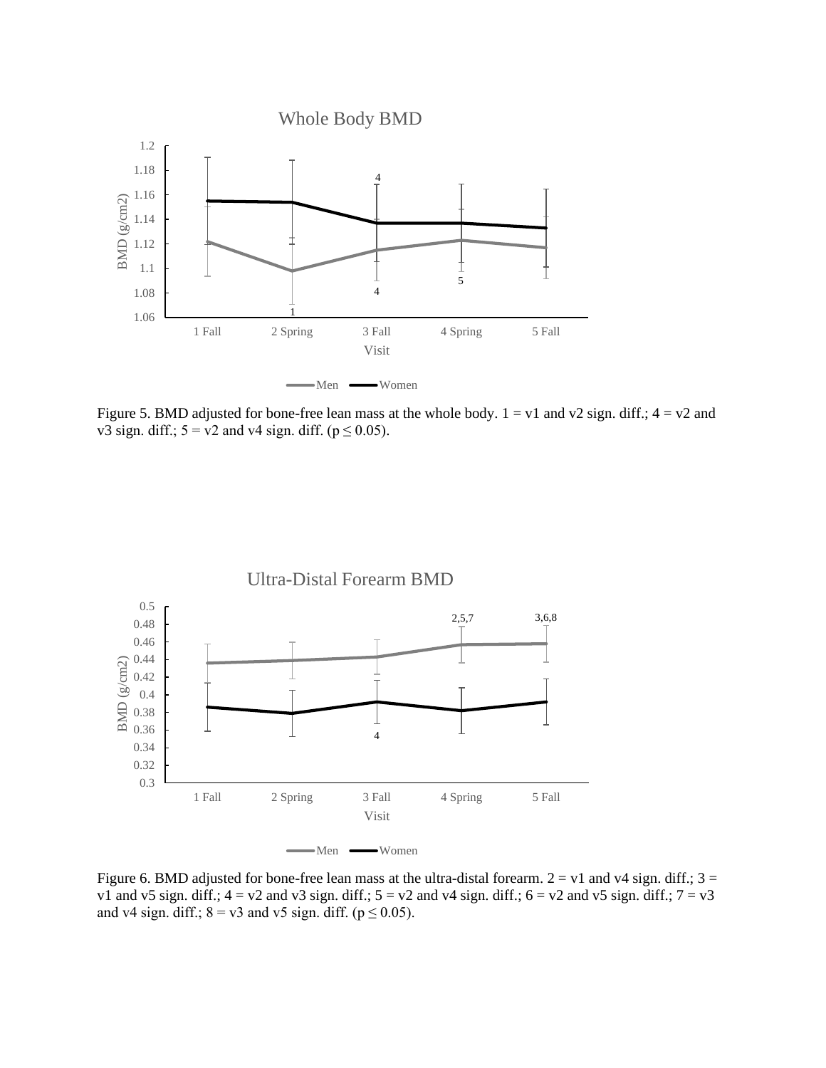Whole Body BMD

1.2
1.18
1.16
1.14
1.12
1.1
1.08
1.06

BMD (g/cm2)

4
4
5
1

1 Fall
2 Spring
3 Fall
4 Spring
5 Fall

Visit

Men
Women

Figure 5. BMD adjusted for bone-free lean mass at the whole body. 1 = v1 and v2 sign. diff.; 4 = v2 and v3 sign. diff.; 5 = v2 and v4 sign. diff. ($p \leq 0.05$).

Ultra-Distal Forearm BMD

0.5
0.48
0.46
0.44
0.42
0.4
0.38
0.36
0.34
0.32
0.3

BMD (g/cm2)

2,5,7
3,6,8
4

1 Fall
2 Spring
3 Fall
4 Spring
5 Fall

Visit

Men
Women

Figure 6. BMD adjusted for bone-free lean mass at the ultra-distal forearm. 2 = v1 and v4 sign. diff.; 3 = v1 and v5 sign. diff.; 4 = v2 and v3 sign. diff.; 5 = v2 and v4 sign. diff.; 6 = v2 and v5 sign. diff.; 7 = v3 and v4 sign. diff.; 8 = v3 and v5 sign. diff. ($p \leq 0.05$).